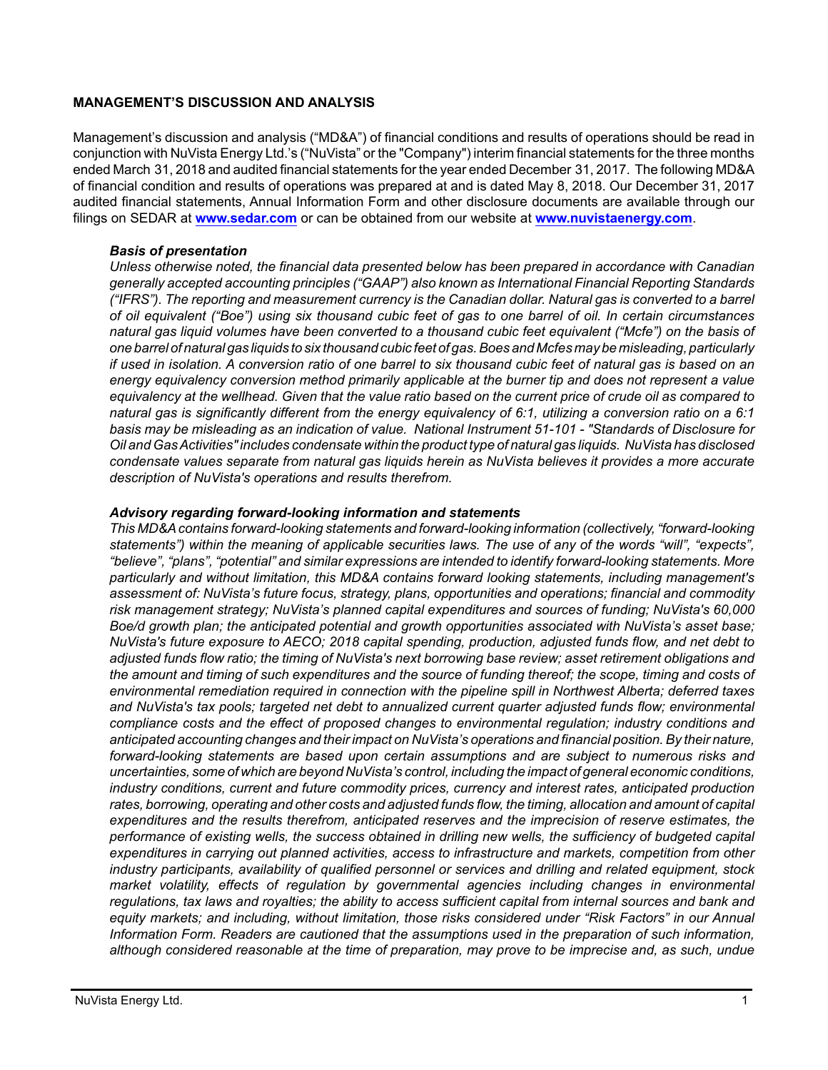## MANAGEMENT'S DISCUSSION AND ANALYSIS

Management's discussion and analysis ("MD&A") of financial conditions and results of operations should be read in conjunction with NuVista Energy Ltd.'s ("NuVista" or the "Company") interim financial statements for the three months ended March 31, 2018 and audited financial statements for the year ended December 31, 2017. The following MD&A of financial condition and results of operations was prepared at and is dated May 8, 2018. Our December 31, 2017 audited financial statements, Annual Information Form and other disclosure documents are available through our filings on SEDAR at **www.sedar.com** or can be obtained from our website at **www.nuvistaenergy.com**.

### *Basis of presentation*

*Unless otherwise noted, the financial data presented below has been prepared in accordance with Canadian generally accepted accounting principles ("GAAP") also known as International Financial Reporting Standards ("IFRS"). The reporting and measurement currency is the Canadian dollar. Natural gas is converted to a barrel of oil equivalent ("Boe") using six thousand cubic feet of gas to one barrel of oil. In certain circumstances natural gas liquid volumes have been converted to a thousand cubic feet equivalent ("Mcfe") on the basis of one barrel of natural gas liquids to six thousand cubic feet of gas. Boes and Mcfes may be misleading, particularly if used in isolation. A conversion ratio of one barrel to six thousand cubic feet of natural gas is based on an energy equivalency conversion method primarily applicable at the burner tip and does not represent a value equivalency at the wellhead. Given that the value ratio based on the current price of crude oil as compared to natural gas is significantly different from the energy equivalency of 6:1, utilizing a conversion ratio on a 6:1 basis may be misleading as an indication of value. National Instrument 51-101 - "Standards of Disclosure for Oil and Gas Activities" includes condensate within the product type of natural gas liquids. NuVista has disclosed condensate values separate from natural gas liquids herein as NuVista believes it provides a more accurate description of NuVista's operations and results therefrom.*

### *Advisory regarding forward-looking information and statements*

*This MD&A contains forward-looking statements and forward-looking information (collectively, "forward-looking statements") within the meaning of applicable securities laws. The use of any of the words "will", "expects", "believe", "plans", "potential" and similar expressions are intended to identify forward-looking statements. More particularly and without limitation, this MD&A contains forward looking statements, including management's assessment of: NuVista's future focus, strategy, plans, opportunities and operations; financial and commodity risk management strategy; NuVista's planned capital expenditures and sources of funding; NuVista's 60,000 Boe/d growth plan; the anticipated potential and growth opportunities associated with NuVista's asset base; NuVista's future exposure to AECO; 2018 capital spending, production, adjusted funds flow, and net debt to adjusted funds flow ratio; the timing of NuVista's next borrowing base review; asset retirement obligations and the amount and timing of such expenditures and the source of funding thereof; the scope, timing and costs of environmental remediation required in connection with the pipeline spill in Northwest Alberta; deferred taxes and NuVista's tax pools; targeted net debt to annualized current quarter adjusted funds flow; environmental compliance costs and the effect of proposed changes to environmental regulation; industry conditions and anticipated accounting changes and their impact on NuVista's operations and financial position. By their nature, forward-looking statements are based upon certain assumptions and are subject to numerous risks and uncertainties, some of which are beyond NuVista's control, including the impact of general economic conditions, industry conditions, current and future commodity prices, currency and interest rates, anticipated production rates, borrowing, operating and other costs and adjusted funds flow, the timing, allocation and amount of capital expenditures and the results therefrom, anticipated reserves and the imprecision of reserve estimates, the performance of existing wells, the success obtained in drilling new wells, the sufficiency of budgeted capital expenditures in carrying out planned activities, access to infrastructure and markets, competition from other industry participants, availability of qualified personnel or services and drilling and related equipment, stock market volatility, effects of regulation by governmental agencies including changes in environmental regulations, tax laws and royalties; the ability to access sufficient capital from internal sources and bank and equity markets; and including, without limitation, those risks considered under "Risk Factors" in our Annual Information Form. Readers are cautioned that the assumptions used in the preparation of such information, although considered reasonable at the time of preparation, may prove to be imprecise and, as such, undue*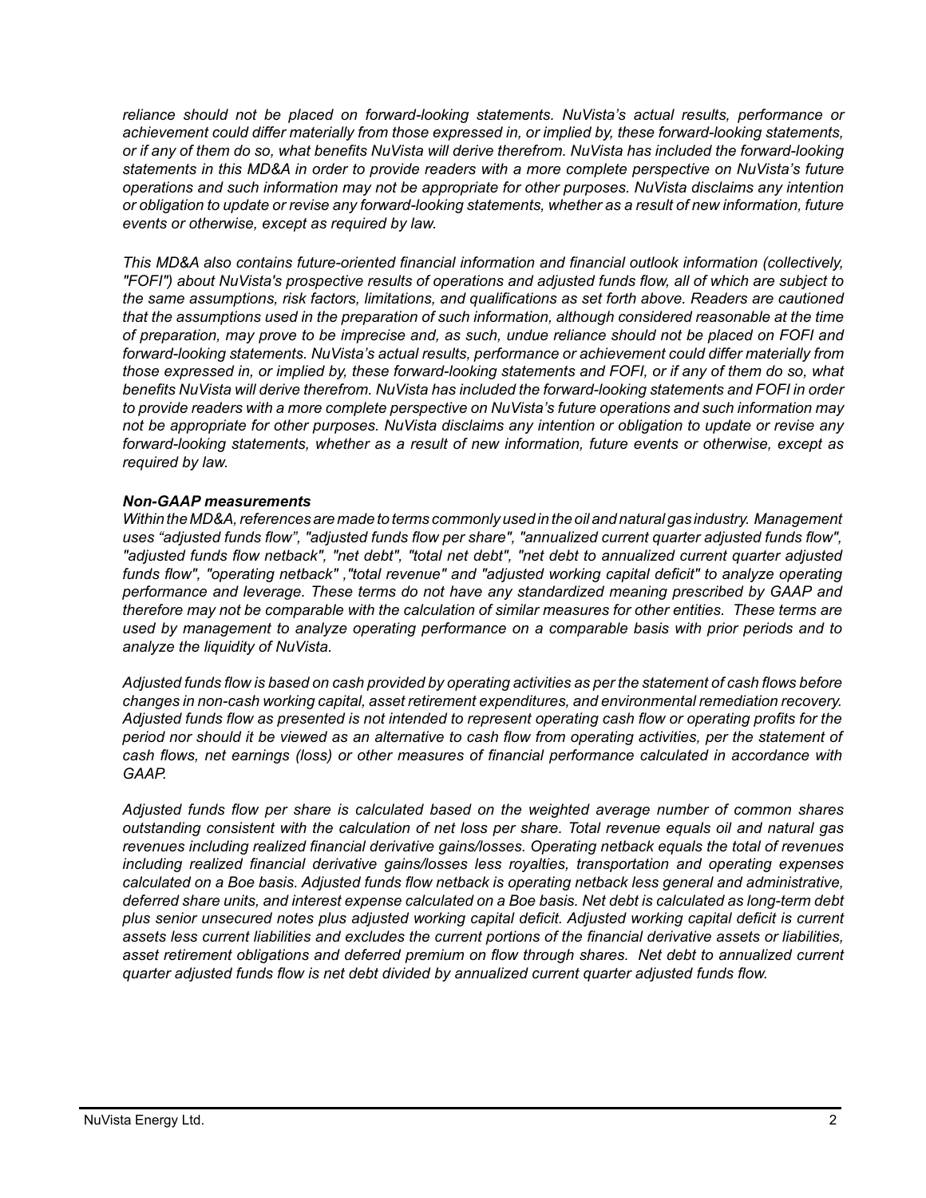*reliance should not be placed on forward-looking statements. NuVista's actual results, performance or achievement could differ materially from those expressed in, or implied by, these forward-looking statements, or if any of them do so, what benefits NuVista will derive therefrom. NuVista has included the forward-looking statements in this MD&A in order to provide readers with a more complete perspective on NuVista's future operations and such information may not be appropriate for other purposes. NuVista disclaims any intention or obligation to update or revise any forward-looking statements, whether as a result of new information, future events or otherwise, except as required by law.*

*This MD&A also contains future-oriented financial information and financial outlook information (collectively, "FOFI") about NuVista's prospective results of operations and adjusted funds flow, all of which are subject to the same assumptions, risk factors, limitations, and qualifications as set forth above. Readers are cautioned that the assumptions used in the preparation of such information, although considered reasonable at the time of preparation, may prove to be imprecise and, as such, undue reliance should not be placed on FOFI and forward-looking statements. NuVista's actual results, performance or achievement could differ materially from those expressed in, or implied by, these forward-looking statements and FOFI, or if any of them do so, what benefits NuVista will derive therefrom. NuVista has included the forward-looking statements and FOFI in order to provide readers with a more complete perspective on NuVista's future operations and such information may not be appropriate for other purposes. NuVista disclaims any intention or obligation to update or revise any forward-looking statements, whether as a result of new information, future events or otherwise, except as required by law.*

***Non-GAAP measurements***

*Within the MD&A, references are made to terms commonly used in the oil and natural gas industry. Management uses "adjusted funds flow", "adjusted funds flow per share", "annualized current quarter adjusted funds flow", "adjusted funds flow netback", "net debt", "total net debt", "net debt to annualized current quarter adjusted funds flow", "operating netback" ,"total revenue" and "adjusted working capital deficit" to analyze operating performance and leverage. These terms do not have any standardized meaning prescribed by GAAP and therefore may not be comparable with the calculation of similar measures for other entities. These terms are used by management to analyze operating performance on a comparable basis with prior periods and to analyze the liquidity of NuVista.*

*Adjusted funds flow is based on cash provided by operating activities as per the statement of cash flows before changes in non-cash working capital, asset retirement expenditures, and environmental remediation recovery. Adjusted funds flow as presented is not intended to represent operating cash flow or operating profits for the period nor should it be viewed as an alternative to cash flow from operating activities, per the statement of cash flows, net earnings (loss) or other measures of financial performance calculated in accordance with GAAP.*

*Adjusted funds flow per share is calculated based on the weighted average number of common shares outstanding consistent with the calculation of net loss per share. Total revenue equals oil and natural gas revenues including realized financial derivative gains/losses. Operating netback equals the total of revenues including realized financial derivative gains/losses less royalties, transportation and operating expenses calculated on a Boe basis. Adjusted funds flow netback is operating netback less general and administrative, deferred share units, and interest expense calculated on a Boe basis. Net debt is calculated as long-term debt plus senior unsecured notes plus adjusted working capital deficit. Adjusted working capital deficit is current assets less current liabilities and excludes the current portions of the financial derivative assets or liabilities, asset retirement obligations and deferred premium on flow through shares. Net debt to annualized current quarter adjusted funds flow is net debt divided by annualized current quarter adjusted funds flow.*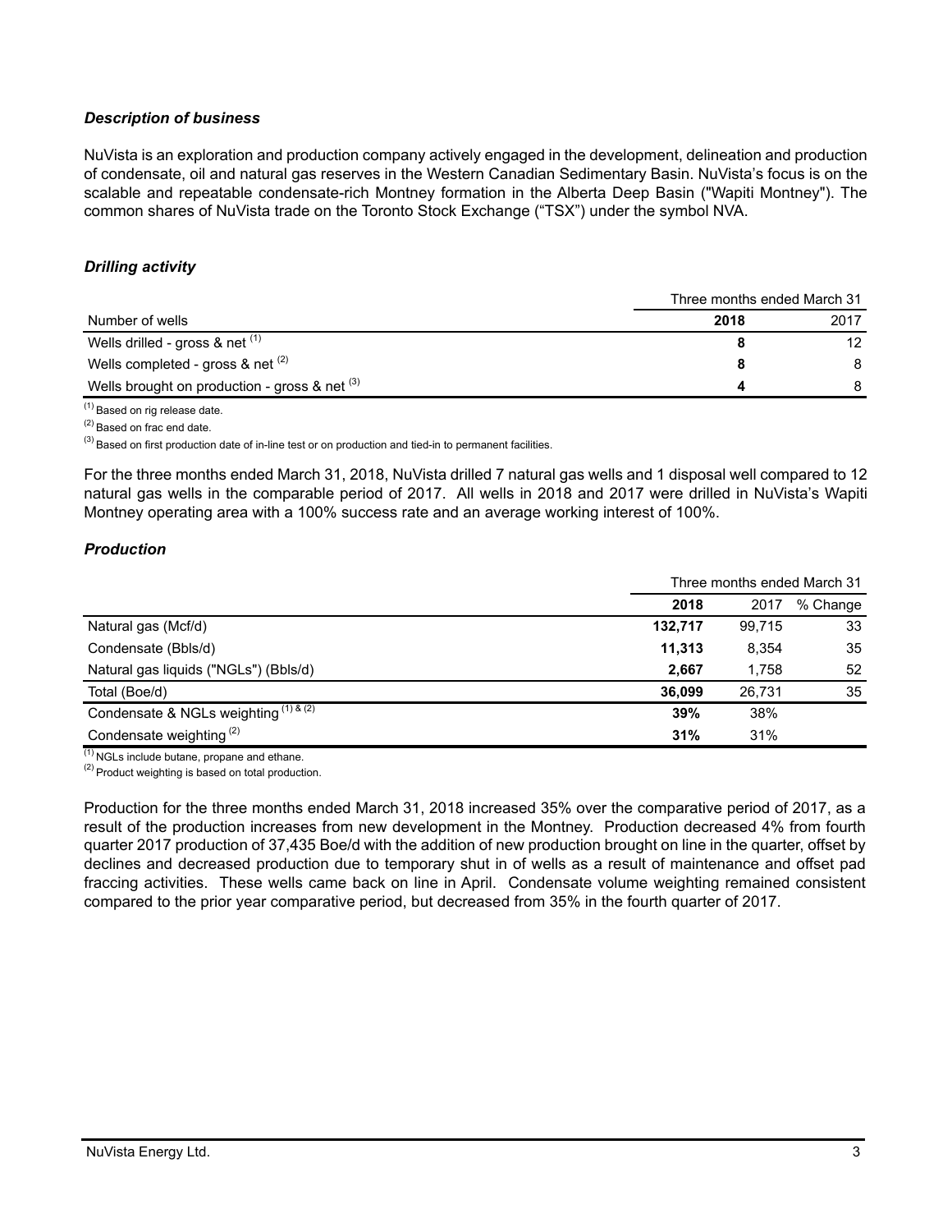### *Description of business*

NuVista is an exploration and production company actively engaged in the development, delineation and production of condensate, oil and natural gas reserves in the Western Canadian Sedimentary Basin. NuVista's focus is on the scalable and repeatable condensate-rich Montney formation in the Alberta Deep Basin ("Wapiti Montney"). The common shares of NuVista trade on the Toronto Stock Exchange ("TSX") under the symbol NVA.

### *Drilling activity*

| | Three months ended March 31 | |
|---|---|---|
| Number of wells | **2018** | 2017 |
| Wells drilled - gross & net [(1)] | **8** | 12 |
| Wells completed - gross & net [(2)] | **8** | 8 |
| Wells brought on production - gross & net [(3)] | **4** | 8 |

[(1)] Based on rig release date.
[(2)] Based on frac end date.
[(3)] Based on first production date of in-line test or on production and tied-in to permanent facilities.

For the three months ended March 31, 2018, NuVista drilled 7 natural gas wells and 1 disposal well compared to 12 natural gas wells in the comparable period of 2017. All wells in 2018 and 2017 were drilled in NuVista's Wapiti Montney operating area with a 100% success rate and an average working interest of 100%.

### *Production*

| | Three months ended March 31 | | |
|---|---|---|---|
| | **2018** | 2017 | % Change |
| Natural gas (Mcf/d) | **132,717** | 99,715 | 33 |
| Condensate (Bbls/d) | **11,313** | 8,354 | 35 |
| Natural gas liquids ("NGLs") (Bbls/d) | **2,667** | 1,758 | 52 |
| Total (Boe/d) | **36,099** | 26,731 | 35 |
| Condensate & NGLs weighting [(1) & (2)] | **39%** | 38% | |
| Condensate weighting [(2)] | **31%** | 31% | |

[(1)] NGLs include butane, propane and ethane.
[(2)] Product weighting is based on total production.

Production for the three months ended March 31, 2018 increased 35% over the comparative period of 2017, as a result of the production increases from new development in the Montney. Production decreased 4% from fourth quarter 2017 production of 37,435 Boe/d with the addition of new production brought on line in the quarter, offset by declines and decreased production due to temporary shut in of wells as a result of maintenance and offset pad fraccing activities. These wells came back on line in April. Condensate volume weighting remained consistent compared to the prior year comparative period, but decreased from 35% in the fourth quarter of 2017.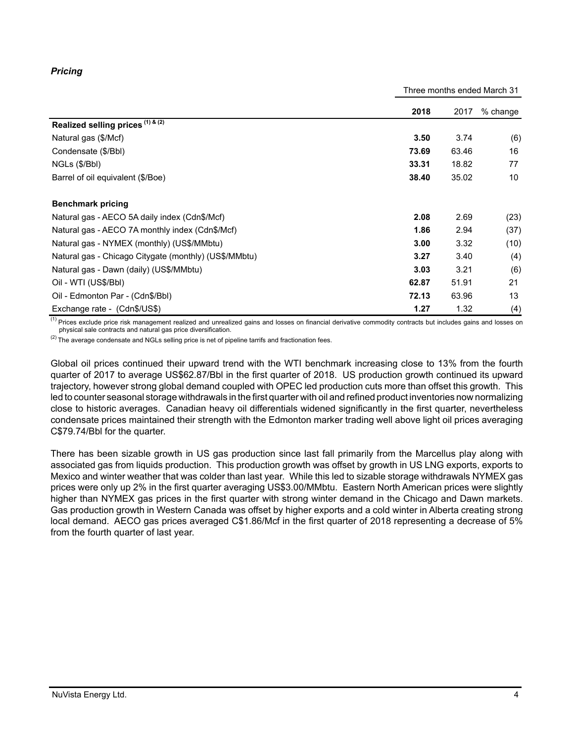### *Pricing*

| | Three months ended March 31 | | |
|---|---|---|---|
| | **2018** | 2017 | % change |
| **Realized selling prices (1) & (2)** | | | |
| Natural gas ($/Mcf) | **3.50** | 3.74 | (6) |
| Condensate ($/Bbl) | **73.69** | 63.46 | 16 |
| NGLs ($/Bbl) | **33.31** | 18.82 | 77 |
| Barrel of oil equivalent ($/Boe) | **38.40** | 35.02 | 10 |
| | | | |
| **Benchmark pricing** | | | |
| Natural gas - AECO 5A daily index (Cdn$/Mcf) | **2.08** | 2.69 | (23) |
| Natural gas - AECO 7A monthly index (Cdn$/Mcf) | **1.86** | 2.94 | (37) |
| Natural gas - NYMEX (monthly) (US$/MMbtu) | **3.00** | 3.32 | (10) |
| Natural gas - Chicago Citygate (monthly) (US$/MMbtu) | **3.27** | 3.40 | (4) |
| Natural gas - Dawn (daily) (US$/MMbtu) | **3.03** | 3.21 | (6) |
| Oil - WTI (US$/Bbl) | **62.87** | 51.91 | 21 |
| Oil - Edmonton Par - (Cdn$/Bbl) | **72.13** | 63.96 | 13 |
| Exchange rate - (Cdn$/US$) | **1.27** | 1.32 | (4) |

(1) Prices exclude price risk management realized and unrealized gains and losses on financial derivative commodity contracts but includes gains and losses on physical sale contracts and natural gas price diversification.

(2) The average condensate and NGLs selling price is net of pipeline tarrifs and fractionation fees.

Global oil prices continued their upward trend with the WTI benchmark increasing close to 13% from the fourth quarter of 2017 to average US$62.87/Bbl in the first quarter of 2018. US production growth continued its upward trajectory, however strong global demand coupled with OPEC led production cuts more than offset this growth. This led to counter seasonal storage withdrawals in the first quarter with oil and refined product inventories now normalizing close to historic averages. Canadian heavy oil differentials widened significantly in the first quarter, nevertheless condensate prices maintained their strength with the Edmonton marker trading well above light oil prices averaging C$79.74/Bbl for the quarter.

There has been sizable growth in US gas production since last fall primarily from the Marcellus play along with associated gas from liquids production. This production growth was offset by growth in US LNG exports, exports to Mexico and winter weather that was colder than last year. While this led to sizable storage withdrawals NYMEX gas prices were only up 2% in the first quarter averaging US$3.00/MMbtu. Eastern North American prices were slightly higher than NYMEX gas prices in the first quarter with strong winter demand in the Chicago and Dawn markets. Gas production growth in Western Canada was offset by higher exports and a cold winter in Alberta creating strong local demand. AECO gas prices averaged C$1.86/Mcf in the first quarter of 2018 representing a decrease of 5% from the fourth quarter of last year.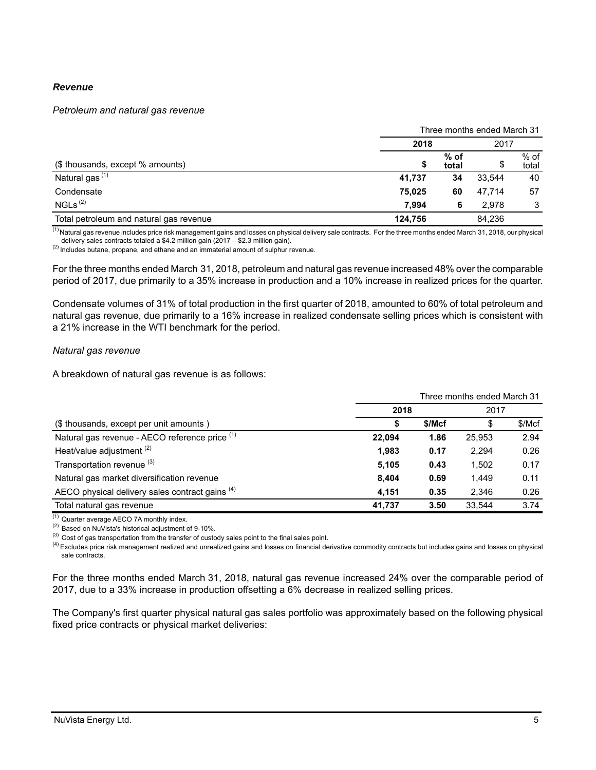***Revenue***

*Petroleum and natural gas revenue*

| | Three months ended March 31 | | | |
|---|---|---|---|---|
| | **2018** | | 2017 | |
| ($ thousands, except % amounts) | **$** | **% of total** | $ | % of total |
| Natural gas [(1)] | **41,737** | **34** | 33,544 | 40 |
| Condensate | **75,025** | **60** | 47,714 | 57 |
| NGLs [(2)] | **7,994** | **6** | 2,978 | 3 |
| Total petroleum and natural gas revenue | **124,756** | | 84,236 | |

[(1)] Natural gas revenue includes price risk management gains and losses on physical delivery sale contracts. For the three months ended March 31, 2018, our physical delivery sales contracts totaled a $4.2 million gain (2017 – $2.3 million gain).

[(2)] Includes butane, propane, and ethane and an immaterial amount of sulphur revenue.

For the three months ended March 31, 2018, petroleum and natural gas revenue increased 48% over the comparable period of 2017, due primarily to a 35% increase in production and a 10% increase in realized prices for the quarter.

Condensate volumes of 31% of total production in the first quarter of 2018, amounted to 60% of total petroleum and natural gas revenue, due primarily to a 16% increase in realized condensate selling prices which is consistent with a 21% increase in the WTI benchmark for the period.

*Natural gas revenue*

A breakdown of natural gas revenue is as follows:

| | Three months ended March 31 | | | |
|---|---|---|---|---|
| | **2018** | | 2017 | |
| ($ thousands, except per unit amounts ) | **$** | **$/Mcf** | $ | $/Mcf |
| Natural gas revenue - AECO reference price [(1)] | **22,094** | **1.86** | 25,953 | 2.94 |
| Heat/value adjustment [(2)] | **1,983** | **0.17** | 2,294 | 0.26 |
| Transportation revenue [(3)] | **5,105** | **0.43** | 1,502 | 0.17 |
| Natural gas market diversification revenue | **8,404** | **0.69** | 1,449 | 0.11 |
| AECO physical delivery sales contract gains [(4)] | **4,151** | **0.35** | 2,346 | 0.26 |
| Total natural gas revenue | **41,737** | **3.50** | 33,544 | 3.74 |

[(1)] Quarter average AECO 7A monthly index.

[(2)] Based on NuVista's historical adjustment of 9-10%.

[(3)] Cost of gas transportation from the transfer of custody sales point to the final sales point.

[(4)] Excludes price risk management realized and unrealized gains and losses on financial derivative commodity contracts but includes gains and losses on physical sale contracts.

For the three months ended March 31, 2018, natural gas revenue increased 24% over the comparable period of 2017, due to a 33% increase in production offsetting a 6% decrease in realized selling prices.

The Company's first quarter physical natural gas sales portfolio was approximately based on the following physical fixed price contracts or physical market deliveries: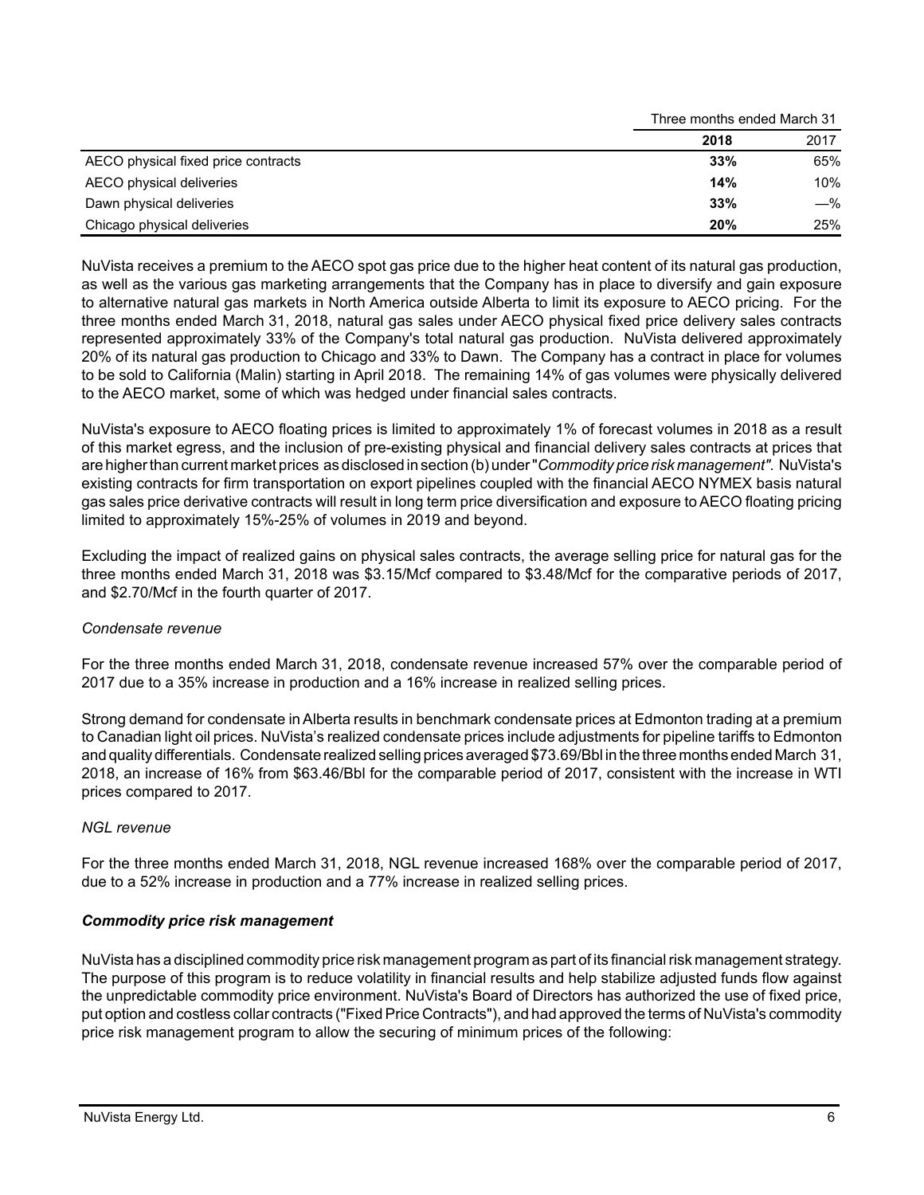| | Three months ended March 31 | |
|---|---|---|
| | **2018** | 2017 |
| AECO physical fixed price contracts | **33%** | 65% |
| AECO physical deliveries | **14%** | 10% |
| Dawn physical deliveries | **33%** | —% |
| Chicago physical deliveries | **20%** | 25% |

NuVista receives a premium to the AECO spot gas price due to the higher heat content of its natural gas production, as well as the various gas marketing arrangements that the Company has in place to diversify and gain exposure to alternative natural gas markets in North America outside Alberta to limit its exposure to AECO pricing. For the three months ended March 31, 2018, natural gas sales under AECO physical fixed price delivery sales contracts represented approximately 33% of the Company's total natural gas production. NuVista delivered approximately 20% of its natural gas production to Chicago and 33% to Dawn. The Company has a contract in place for volumes to be sold to California (Malin) starting in April 2018. The remaining 14% of gas volumes were physically delivered to the AECO market, some of which was hedged under financial sales contracts.

NuVista's exposure to AECO floating prices is limited to approximately 1% of forecast volumes in 2018 as a result of this market egress, and the inclusion of pre-existing physical and financial delivery sales contracts at prices that are higher than current market prices as disclosed in section (b) under "*Commodity price risk management"*. NuVista's existing contracts for firm transportation on export pipelines coupled with the financial AECO NYMEX basis natural gas sales price derivative contracts will result in long term price diversification and exposure to AECO floating pricing limited to approximately 15%-25% of volumes in 2019 and beyond.

Excluding the impact of realized gains on physical sales contracts, the average selling price for natural gas for the three months ended March 31, 2018 was $3.15/Mcf compared to $3.48/Mcf for the comparative periods of 2017, and $2.70/Mcf in the fourth quarter of 2017.

*Condensate revenue*

For the three months ended March 31, 2018, condensate revenue increased 57% over the comparable period of 2017 due to a 35% increase in production and a 16% increase in realized selling prices.

Strong demand for condensate in Alberta results in benchmark condensate prices at Edmonton trading at a premium to Canadian light oil prices. NuVista's realized condensate prices include adjustments for pipeline tariffs to Edmonton and quality differentials. Condensate realized selling prices averaged $73.69/Bbl in the three months ended March 31, 2018, an increase of 16% from $63.46/Bbl for the comparable period of 2017, consistent with the increase in WTI prices compared to 2017.

*NGL revenue*

For the three months ended March 31, 2018, NGL revenue increased 168% over the comparable period of 2017, due to a 52% increase in production and a 77% increase in realized selling prices.

***Commodity price risk management***

NuVista has a disciplined commodity price risk management program as part of its financial risk management strategy. The purpose of this program is to reduce volatility in financial results and help stabilize adjusted funds flow against the unpredictable commodity price environment. NuVista's Board of Directors has authorized the use of fixed price, put option and costless collar contracts ("Fixed Price Contracts"), and had approved the terms of NuVista's commodity price risk management program to allow the securing of minimum prices of the following: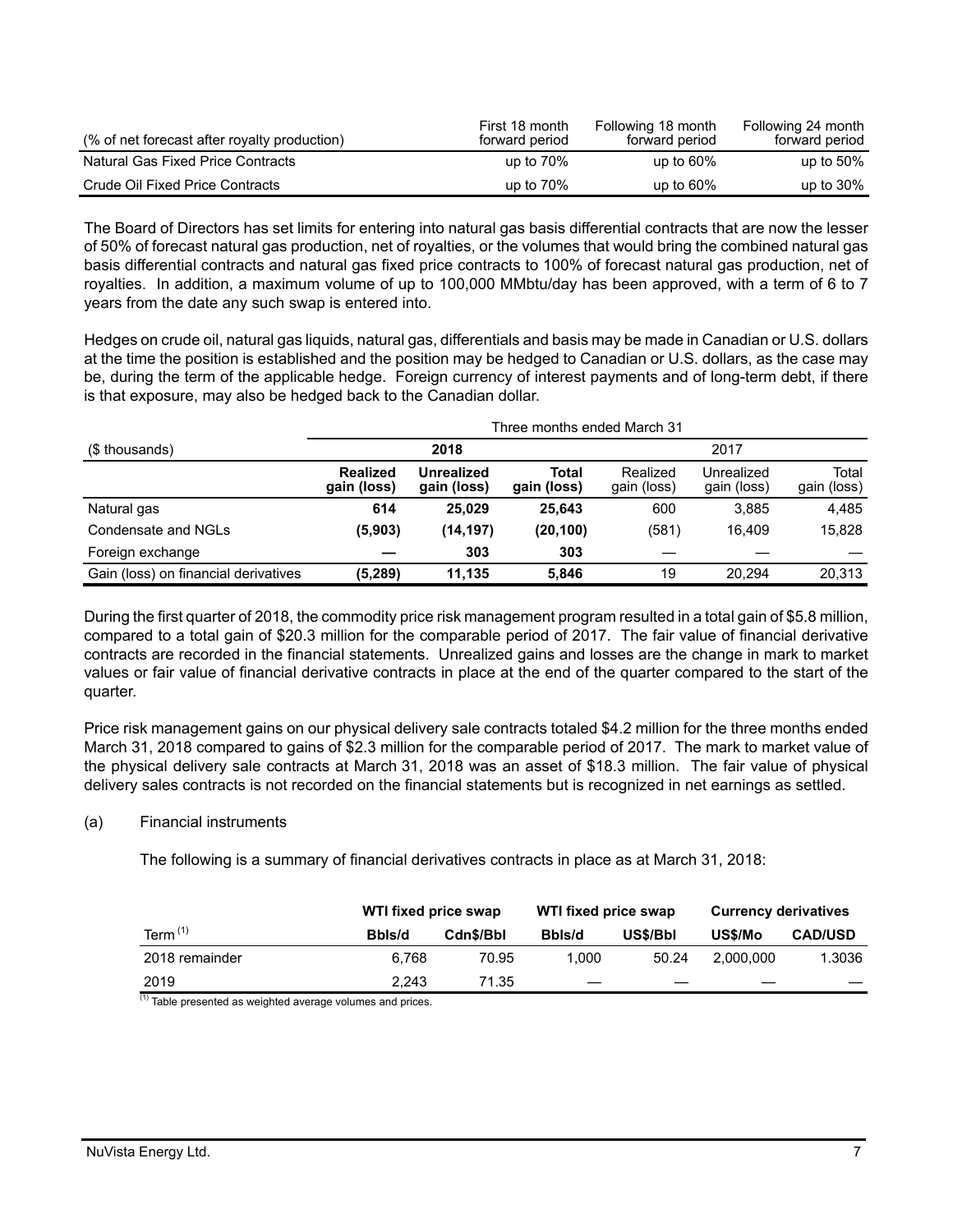| (% of net forecast after royalty production) | First 18 month forward period | Following 18 month forward period | Following 24 month forward period |
|---|---|---|---|
| Natural Gas Fixed Price Contracts | up to 70% | up to 60% | up to 50% |
| Crude Oil Fixed Price Contracts | up to 70% | up to 60% | up to 30% |

The Board of Directors has set limits for entering into natural gas basis differential contracts that are now the lesser of 50% of forecast natural gas production, net of royalties, or the volumes that would bring the combined natural gas basis differential contracts and natural gas fixed price contracts to 100% of forecast natural gas production, net of royalties. In addition, a maximum volume of up to 100,000 MMbtu/day has been approved, with a term of 6 to 7 years from the date any such swap is entered into.

Hedges on crude oil, natural gas liquids, natural gas, differentials and basis may be made in Canadian or U.S. dollars at the time the position is established and the position may be hedged to Canadian or U.S. dollars, as the case may be, during the term of the applicable hedge. Foreign currency of interest payments and of long-term debt, if there is that exposure, may also be hedged back to the Canadian dollar.

| | Three months ended March 31 | | | | | |
|---|---|---|---|---|---|---|
| ($ thousands) | **2018** | | | 2017 | | |
| | **Realized gain (loss)** | **Unrealized gain (loss)** | **Total gain (loss)** | Realized gain (loss) | Unrealized gain (loss) | Total gain (loss) |
| Natural gas | **614** | **25,029** | **25,643** | 600 | 3,885 | 4,485 |
| Condensate and NGLs | **(5,903)** | **(14,197)** | **(20,100)** | (581) | 16,409 | 15,828 |
| Foreign exchange | **—** | **303** | **303** | — | — | — |
| Gain (loss) on financial derivatives | **(5,289)** | **11,135** | **5,846** | 19 | 20,294 | 20,313 |

During the first quarter of 2018, the commodity price risk management program resulted in a total gain of $5.8 million, compared to a total gain of $20.3 million for the comparable period of 2017. The fair value of financial derivative contracts are recorded in the financial statements. Unrealized gains and losses are the change in mark to market values or fair value of financial derivative contracts in place at the end of the quarter compared to the start of the quarter.

Price risk management gains on our physical delivery sale contracts totaled $4.2 million for the three months ended March 31, 2018 compared to gains of $2.3 million for the comparable period of 2017. The mark to market value of the physical delivery sale contracts at March 31, 2018 was an asset of $18.3 million. The fair value of physical delivery sales contracts is not recorded on the financial statements but is recognized in net earnings as settled.

(a) Financial instruments

The following is a summary of financial derivatives contracts in place as at March 31, 2018:

| | **WTI fixed price swap** | | **WTI fixed price swap** | | **Currency derivatives** | |
|---|---|---|---|---|---|---|
| Term [1] | **Bbls/d** | **Cdn$/Bbl** | **Bbls/d** | **US$/Bbl** | **US$/Mo** | **CAD/USD** |
| 2018 remainder | 6,768 | 70.95 | 1,000 | 50.24 | 2,000,000 | 1.3036 |
| 2019 | 2,243 | 71.35 | — | — | — | — |

[1] Table presented as weighted average volumes and prices.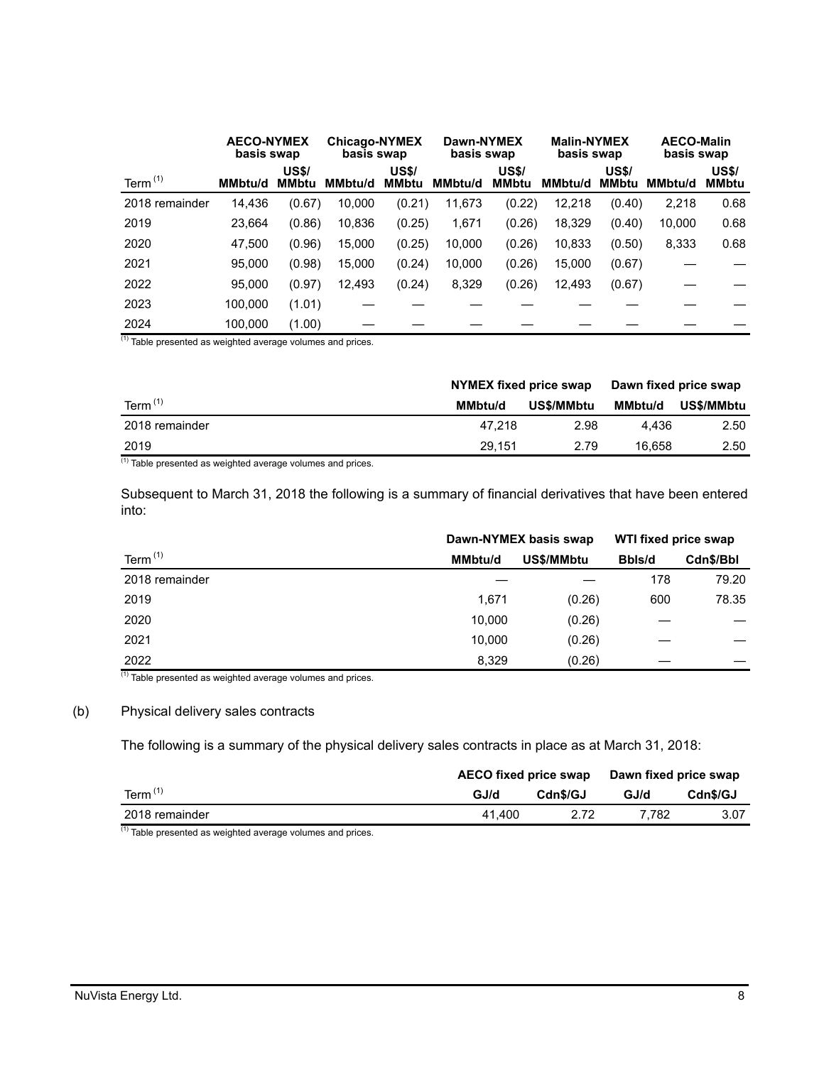| Term [(1)] | AECO-NYMEX basis swap | | Chicago-NYMEX basis swap | | Dawn-NYMEX basis swap | | Malin-NYMEX basis swap | | AECO-Malin basis swap | |
|---|---|---|---|---|---|---|---|---|---|---|
| | MMbtu/d | US$/MMbtu | MMbtu/d | US$/MMbtu | MMbtu/d | US$/MMbtu | MMbtu/d | US$/MMbtu | MMbtu/d | US$/MMbtu |
| 2018 remainder | 14,436 | (0.67) | 10,000 | (0.21) | 11,673 | (0.22) | 12,218 | (0.40) | 2,218 | 0.68 |
| 2019 | 23,664 | (0.86) | 10,836 | (0.25) | 1,671 | (0.26) | 18,329 | (0.40) | 10,000 | 0.68 |
| 2020 | 47,500 | (0.96) | 15,000 | (0.25) | 10,000 | (0.26) | 10,833 | (0.50) | 8,333 | 0.68 |
| 2021 | 95,000 | (0.98) | 15,000 | (0.24) | 10,000 | (0.26) | 15,000 | (0.67) | — | — |
| 2022 | 95,000 | (0.97) | 12,493 | (0.24) | 8,329 | (0.26) | 12,493 | (0.67) | — | — |
| 2023 | 100,000 | (1.01) | — | — | — | — | — | — | — | — |
| 2024 | 100,000 | (1.00) | — | — | — | — | — | — | — | — |

(1) Table presented as weighted average volumes and prices.

| Term [(1)] | NYMEX fixed price swap | | Dawn fixed price swap | |
|---|---|---|---|---|
| | MMbtu/d | US$/MMbtu | MMbtu/d | US$/MMbtu |
| 2018 remainder | 47,218 | 2.98 | 4,436 | 2.50 |
| 2019 | 29,151 | 2.79 | 16,658 | 2.50 |

(1) Table presented as weighted average volumes and prices.

Subsequent to March 31, 2018 the following is a summary of financial derivatives that have been entered into:

| Term [(1)] | Dawn-NYMEX basis swap | | WTI fixed price swap | |
|---|---|---|---|---|
| | MMbtu/d | US$/MMbtu | Bbls/d | Cdn$/Bbl |
| 2018 remainder | — | — | 178 | 79.20 |
| 2019 | 1,671 | (0.26) | 600 | 78.35 |
| 2020 | 10,000 | (0.26) | — | — |
| 2021 | 10,000 | (0.26) | — | — |
| 2022 | 8,329 | (0.26) | — | — |

(1) Table presented as weighted average volumes and prices.

(b) Physical delivery sales contracts

The following is a summary of the physical delivery sales contracts in place as at March 31, 2018:

| Term [(1)] | AECO fixed price swap | | Dawn fixed price swap | |
|---|---|---|---|---|
| | GJ/d | Cdn$/GJ | GJ/d | Cdn$/GJ |
| 2018 remainder | 41,400 | 2.72 | 7,782 | 3.07 |

(1) Table presented as weighted average volumes and prices.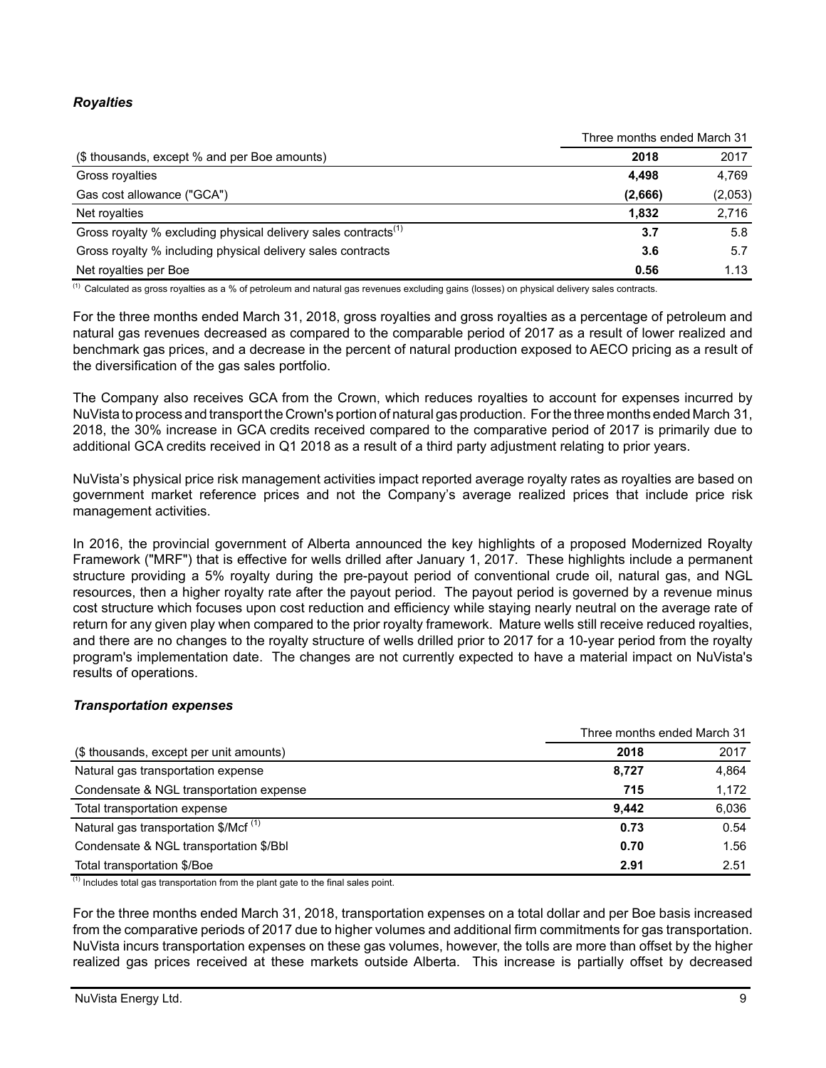### *Royalties*

| | Three months ended March 31 | |
|---|---|---|
| ($ thousands, except % and per Boe amounts) | **2018** | 2017 |
| Gross royalties | **4,498** | 4,769 |
| Gas cost allowance ("GCA") | **(2,666)** | (2,053) |
| Net royalties | **1,832** | 2,716 |
| Gross royalty % excluding physical delivery sales contracts[(1)] | **3.7** | 5.8 |
| Gross royalty % including physical delivery sales contracts | **3.6** | 5.7 |
| Net royalties per Boe | **0.56** | 1.13 |

(1) Calculated as gross royalties as a % of petroleum and natural gas revenues excluding gains (losses) on physical delivery sales contracts.

For the three months ended March 31, 2018, gross royalties and gross royalties as a percentage of petroleum and natural gas revenues decreased as compared to the comparable period of 2017 as a result of lower realized and benchmark gas prices, and a decrease in the percent of natural production exposed to AECO pricing as a result of the diversification of the gas sales portfolio.

The Company also receives GCA from the Crown, which reduces royalties to account for expenses incurred by NuVista to process and transport the Crown's portion of natural gas production. For the three months ended March 31, 2018, the 30% increase in GCA credits received compared to the comparative period of 2017 is primarily due to additional GCA credits received in Q1 2018 as a result of a third party adjustment relating to prior years.

NuVista's physical price risk management activities impact reported average royalty rates as royalties are based on government market reference prices and not the Company's average realized prices that include price risk management activities.

In 2016, the provincial government of Alberta announced the key highlights of a proposed Modernized Royalty Framework ("MRF") that is effective for wells drilled after January 1, 2017. These highlights include a permanent structure providing a 5% royalty during the pre-payout period of conventional crude oil, natural gas, and NGL resources, then a higher royalty rate after the payout period. The payout period is governed by a revenue minus cost structure which focuses upon cost reduction and efficiency while staying nearly neutral on the average rate of return for any given play when compared to the prior royalty framework. Mature wells still receive reduced royalties, and there are no changes to the royalty structure of wells drilled prior to 2017 for a 10-year period from the royalty program's implementation date. The changes are not currently expected to have a material impact on NuVista's results of operations.

### *Transportation expenses*

| | Three months ended March 31 | |
|---|---|---|
| ($ thousands, except per unit amounts) | **2018** | 2017 |
| Natural gas transportation expense | **8,727** | 4,864 |
| Condensate & NGL transportation expense | **715** | 1,172 |
| Total transportation expense | **9,442** | 6,036 |
| Natural gas transportation $/Mcf [(1)] | **0.73** | 0.54 |
| Condensate & NGL transportation $/Bbl | **0.70** | 1.56 |
| Total transportation $/Boe | **2.91** | 2.51 |

(1) Includes total gas transportation from the plant gate to the final sales point.

For the three months ended March 31, 2018, transportation expenses on a total dollar and per Boe basis increased from the comparative periods of 2017 due to higher volumes and additional firm commitments for gas transportation. NuVista incurs transportation expenses on these gas volumes, however, the tolls are more than offset by the higher realized gas prices received at these markets outside Alberta. This increase is partially offset by decreased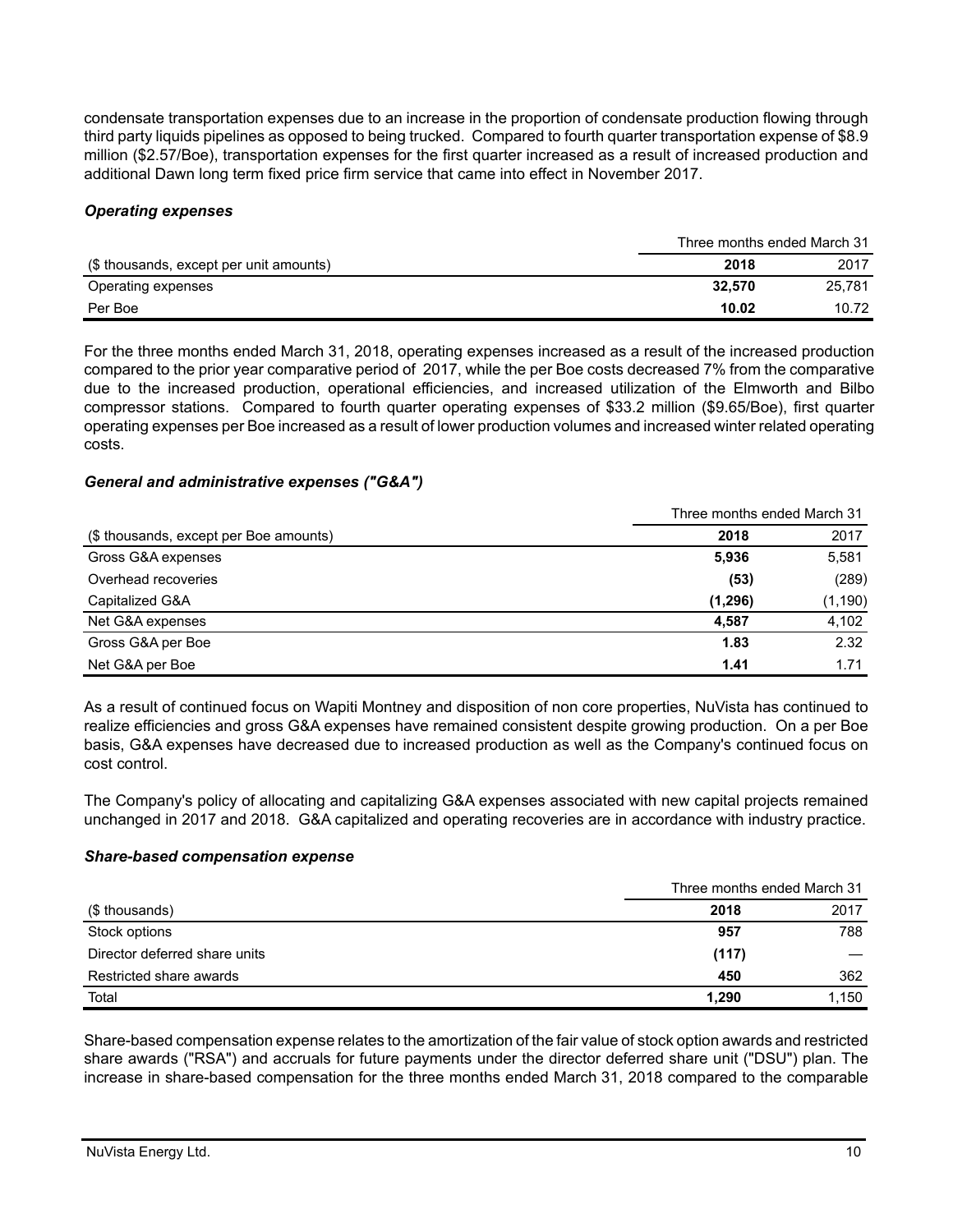condensate transportation expenses due to an increase in the proportion of condensate production flowing through third party liquids pipelines as opposed to being trucked. Compared to fourth quarter transportation expense of $8.9 million ($2.57/Boe), transportation expenses for the first quarter increased as a result of increased production and additional Dawn long term fixed price firm service that came into effect in November 2017.

### *Operating expenses*

| | Three months ended March 31 | |
|---|---|---|
| ($ thousands, except per unit amounts) | **2018** | 2017 |
| Operating expenses | **32,570** | 25,781 |
| Per Boe | **10.02** | 10.72 |

For the three months ended March 31, 2018, operating expenses increased as a result of the increased production compared to the prior year comparative period of 2017, while the per Boe costs decreased 7% from the comparative due to the increased production, operational efficiencies, and increased utilization of the Elmworth and Bilbo compressor stations. Compared to fourth quarter operating expenses of $33.2 million ($9.65/Boe), first quarter operating expenses per Boe increased as a result of lower production volumes and increased winter related operating costs.

### *General and administrative expenses ("G&A")*

| | Three months ended March 31 | |
|---|---|---|
| ($ thousands, except per Boe amounts) | **2018** | 2017 |
| Gross G&A expenses | **5,936** | 5,581 |
| Overhead recoveries | **(53)** | (289) |
| Capitalized G&A | **(1,296)** | (1,190) |
| Net G&A expenses | **4,587** | 4,102 |
| Gross G&A per Boe | **1.83** | 2.32 |
| Net G&A per Boe | **1.41** | 1.71 |

As a result of continued focus on Wapiti Montney and disposition of non core properties, NuVista has continued to realize efficiencies and gross G&A expenses have remained consistent despite growing production. On a per Boe basis, G&A expenses have decreased due to increased production as well as the Company's continued focus on cost control.

The Company's policy of allocating and capitalizing G&A expenses associated with new capital projects remained unchanged in 2017 and 2018. G&A capitalized and operating recoveries are in accordance with industry practice.

### *Share-based compensation expense*

| | Three months ended March 31 | |
|---|---|---|
| ($ thousands) | **2018** | 2017 |
| Stock options | **957** | 788 |
| Director deferred share units | **(117)** | — |
| Restricted share awards | **450** | 362 |
| Total | **1,290** | 1,150 |

Share-based compensation expense relates to the amortization of the fair value of stock option awards and restricted share awards ("RSA") and accruals for future payments under the director deferred share unit ("DSU") plan. The increase in share-based compensation for the three months ended March 31, 2018 compared to the comparable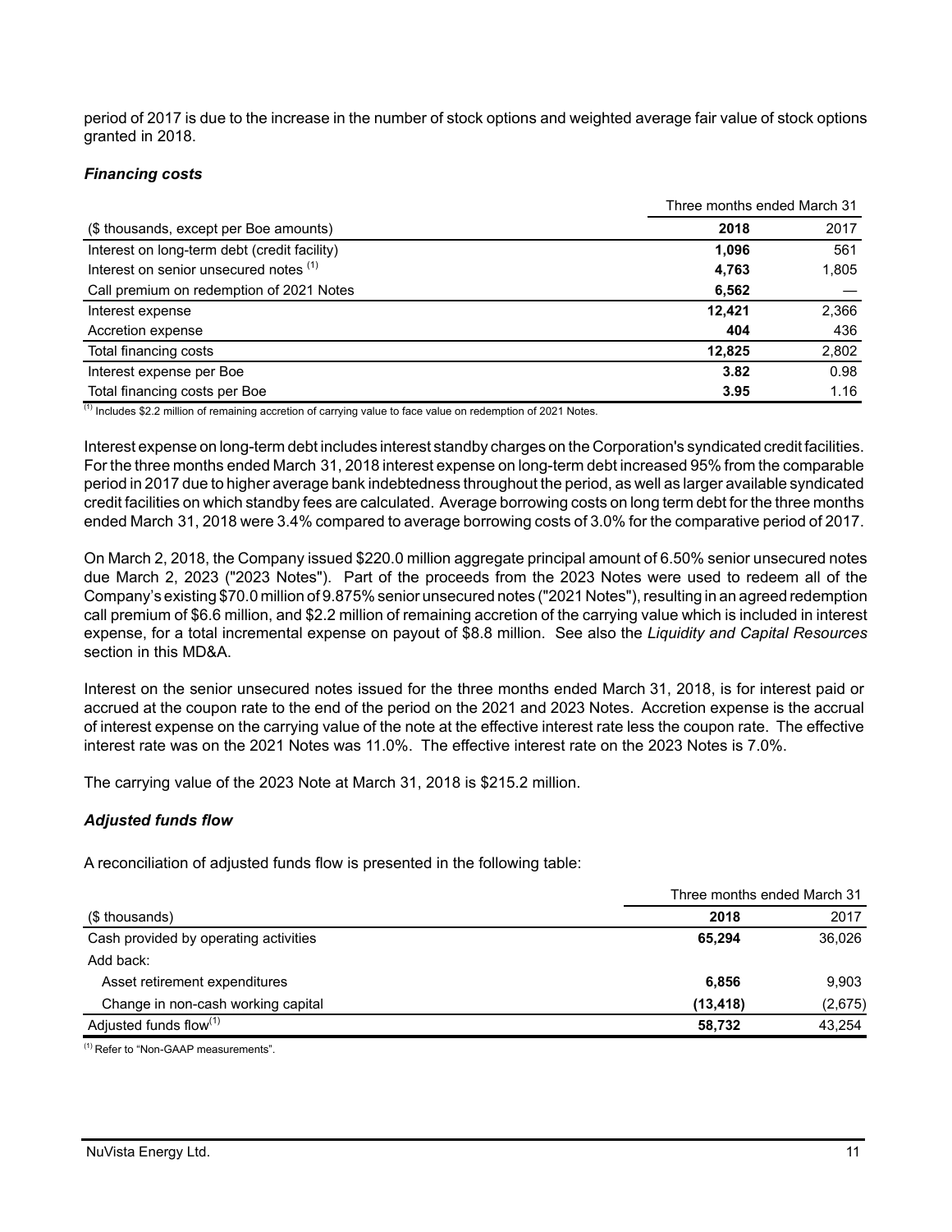period of 2017 is due to the increase in the number of stock options and weighted average fair value of stock options granted in 2018.

### *Financing costs*

| | Three months ended March 31 | |
|---|---|---|
| ($ thousands, except per Boe amounts) | **2018** | 2017 |
| Interest on long-term debt (credit facility) | **1,096** | 561 |
| Interest on senior unsecured notes [1] | **4,763** | 1,805 |
| Call premium on redemption of 2021 Notes | **6,562** | — |
| Interest expense | **12,421** | 2,366 |
| Accretion expense | **404** | 436 |
| Total financing costs | **12,825** | 2,802 |
| Interest expense per Boe | **3.82** | 0.98 |
| Total financing costs per Boe | **3.95** | 1.16 |

[1] Includes $2.2 million of remaining accretion of carrying value to face value on redemption of 2021 Notes.

Interest expense on long-term debt includes interest standby charges on the Corporation's syndicated credit facilities. For the three months ended March 31, 2018 interest expense on long-term debt increased 95% from the comparable period in 2017 due to higher average bank indebtedness throughout the period, as well as larger available syndicated credit facilities on which standby fees are calculated. Average borrowing costs on long term debt for the three months ended March 31, 2018 were 3.4% compared to average borrowing costs of 3.0% for the comparative period of 2017.

On March 2, 2018, the Company issued $220.0 million aggregate principal amount of 6.50% senior unsecured notes due March 2, 2023 ("2023 Notes"). Part of the proceeds from the 2023 Notes were used to redeem all of the Company's existing $70.0 million of 9.875% senior unsecured notes ("2021 Notes"), resulting in an agreed redemption call premium of $6.6 million, and $2.2 million of remaining accretion of the carrying value which is included in interest expense, for a total incremental expense on payout of $8.8 million. See also the *Liquidity and Capital Resources* section in this MD&A.

Interest on the senior unsecured notes issued for the three months ended March 31, 2018, is for interest paid or accrued at the coupon rate to the end of the period on the 2021 and 2023 Notes. Accretion expense is the accrual of interest expense on the carrying value of the note at the effective interest rate less the coupon rate. The effective interest rate was on the 2021 Notes was 11.0%. The effective interest rate on the 2023 Notes is 7.0%.

The carrying value of the 2023 Note at March 31, 2018 is $215.2 million.

### *Adjusted funds flow*

A reconciliation of adjusted funds flow is presented in the following table:

| | Three months ended March 31 | |
|---|---|---|
| ($ thousands) | **2018** | 2017 |
| Cash provided by operating activities | **65,294** | 36,026 |
| Add back: | | |
| Asset retirement expenditures | **6,856** | 9,903 |
| Change in non-cash working capital | **(13,418)** | (2,675) |
| Adjusted funds flow[1] | **58,732** | 43,254 |

[1] Refer to "Non-GAAP measurements".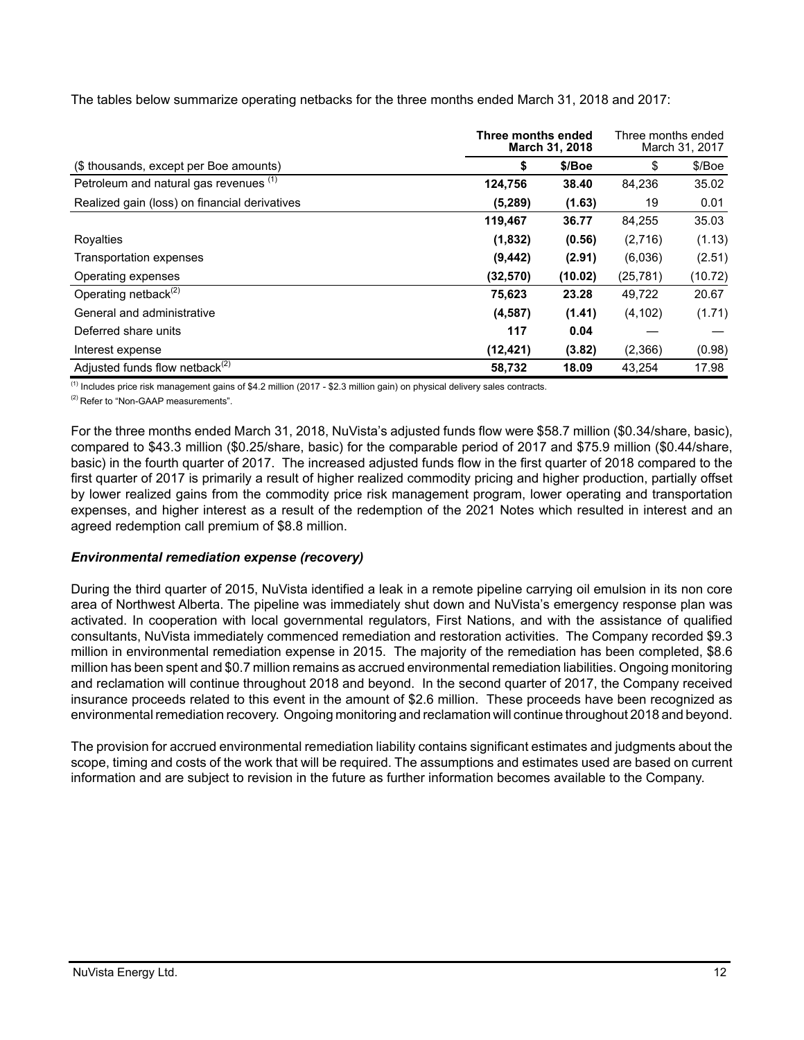The tables below summarize operating netbacks for the three months ended March 31, 2018 and 2017:

| | **Three months ended March 31, 2018** | | Three months ended March 31, 2017 | |
|---|---|---|---|---|
| ($ thousands, except per Boe amounts) | **$** | **$/Boe** | $ | $/Boe |
| Petroleum and natural gas revenues [1] | **124,756** | **38.40** | 84,236 | 35.02 |
| Realized gain (loss) on financial derivatives | **(5,289)** | **(1.63)** | 19 | 0.01 |
| | **119,467** | **36.77** | 84,255 | 35.03 |
| Royalties | **(1,832)** | **(0.56)** | (2,716) | (1.13) |
| Transportation expenses | **(9,442)** | **(2.91)** | (6,036) | (2.51) |
| Operating expenses | **(32,570)** | **(10.02)** | (25,781) | (10.72) |
| Operating netback[2] | **75,623** | **23.28** | 49,722 | 20.67 |
| General and administrative | **(4,587)** | **(1.41)** | (4,102) | (1.71) |
| Deferred share units | **117** | **0.04** | — | — |
| Interest expense | **(12,421)** | **(3.82)** | (2,366) | (0.98) |
| Adjusted funds flow netback[2] | **58,732** | **18.09** | 43,254 | 17.98 |

[1] Includes price risk management gains of $4.2 million (2017 - $2.3 million gain) on physical delivery sales contracts.

[2] Refer to "Non-GAAP measurements".

For the three months ended March 31, 2018, NuVista's adjusted funds flow were $58.7 million ($0.34/share, basic), compared to $43.3 million ($0.25/share, basic) for the comparable period of 2017 and $75.9 million ($0.44/share, basic) in the fourth quarter of 2017. The increased adjusted funds flow in the first quarter of 2018 compared to the first quarter of 2017 is primarily a result of higher realized commodity pricing and higher production, partially offset by lower realized gains from the commodity price risk management program, lower operating and transportation expenses, and higher interest as a result of the redemption of the 2021 Notes which resulted in interest and an agreed redemption call premium of $8.8 million.

### *Environmental remediation expense (recovery)*

During the third quarter of 2015, NuVista identified a leak in a remote pipeline carrying oil emulsion in its non core area of Northwest Alberta. The pipeline was immediately shut down and NuVista's emergency response plan was activated. In cooperation with local governmental regulators, First Nations, and with the assistance of qualified consultants, NuVista immediately commenced remediation and restoration activities. The Company recorded $9.3 million in environmental remediation expense in 2015. The majority of the remediation has been completed, $8.6 million has been spent and $0.7 million remains as accrued environmental remediation liabilities. Ongoing monitoring and reclamation will continue throughout 2018 and beyond. In the second quarter of 2017, the Company received insurance proceeds related to this event in the amount of $2.6 million. These proceeds have been recognized as environmental remediation recovery. Ongoing monitoring and reclamation will continue throughout 2018 and beyond.

The provision for accrued environmental remediation liability contains significant estimates and judgments about the scope, timing and costs of the work that will be required. The assumptions and estimates used are based on current information and are subject to revision in the future as further information becomes available to the Company.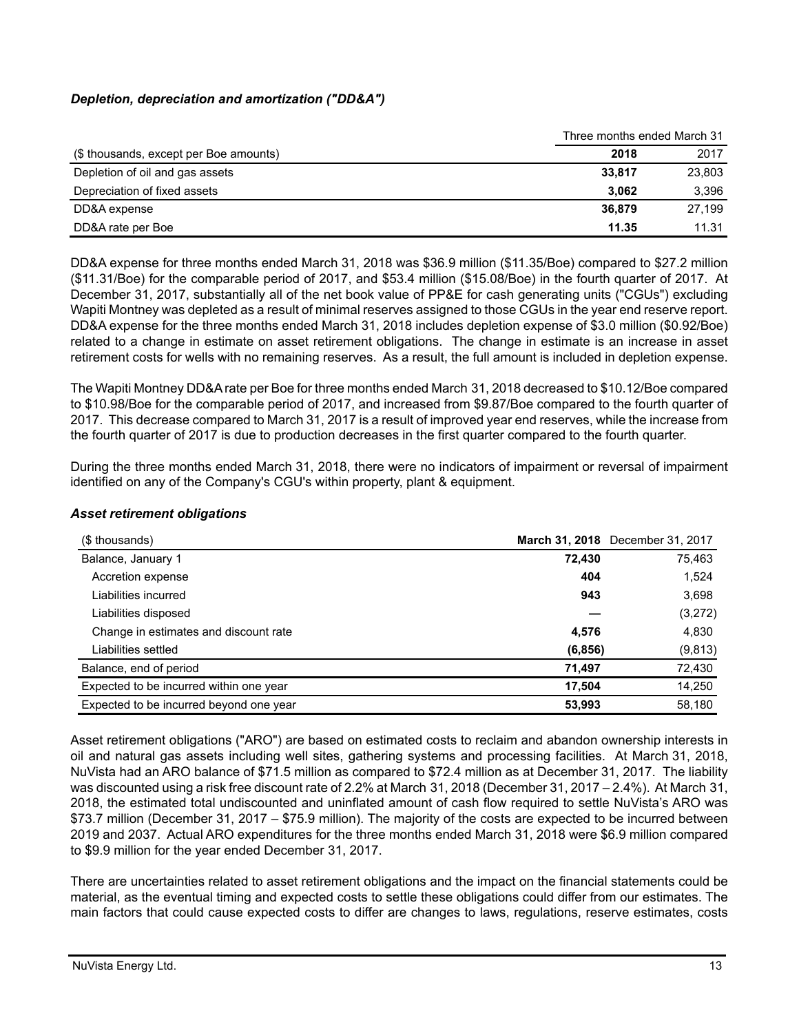### *Depletion, depreciation and amortization ("DD&A")*

| | Three months ended March 31 | |
|---|---|---|
| ($ thousands, except per Boe amounts) | **2018** | 2017 |
| Depletion of oil and gas assets | **33,817** | 23,803 |
| Depreciation of fixed assets | **3,062** | 3,396 |
| DD&A expense | **36,879** | 27,199 |
| DD&A rate per Boe | **11.35** | 11.31 |

DD&A expense for three months ended March 31, 2018 was $36.9 million ($11.35/Boe) compared to $27.2 million ($11.31/Boe) for the comparable period of 2017, and $53.4 million ($15.08/Boe) in the fourth quarter of 2017. At December 31, 2017, substantially all of the net book value of PP&E for cash generating units ("CGUs") excluding Wapiti Montney was depleted as a result of minimal reserves assigned to those CGUs in the year end reserve report. DD&A expense for the three months ended March 31, 2018 includes depletion expense of $3.0 million ($0.92/Boe) related to a change in estimate on asset retirement obligations. The change in estimate is an increase in asset retirement costs for wells with no remaining reserves. As a result, the full amount is included in depletion expense.

The Wapiti Montney DD&A rate per Boe for three months ended March 31, 2018 decreased to $10.12/Boe compared to $10.98/Boe for the comparable period of 2017, and increased from $9.87/Boe compared to the fourth quarter of 2017. This decrease compared to March 31, 2017 is a result of improved year end reserves, while the increase from the fourth quarter of 2017 is due to production decreases in the first quarter compared to the fourth quarter.

During the three months ended March 31, 2018, there were no indicators of impairment or reversal of impairment identified on any of the Company's CGU's within property, plant & equipment.

### *Asset retirement obligations*

| ($ thousands) | **March 31, 2018** | December 31, 2017 |
|---|---|---|
| Balance, January 1 | **72,430** | 75,463 |
| Accretion expense | **404** | 1,524 |
| Liabilities incurred | **943** | 3,698 |
| Liabilities disposed | **—** | (3,272) |
| Change in estimates and discount rate | **4,576** | 4,830 |
| Liabilities settled | **(6,856)** | (9,813) |
| Balance, end of period | **71,497** | 72,430 |
| Expected to be incurred within one year | **17,504** | 14,250 |
| Expected to be incurred beyond one year | **53,993** | 58,180 |

Asset retirement obligations ("ARO") are based on estimated costs to reclaim and abandon ownership interests in oil and natural gas assets including well sites, gathering systems and processing facilities. At March 31, 2018, NuVista had an ARO balance of $71.5 million as compared to $72.4 million as at December 31, 2017. The liability was discounted using a risk free discount rate of 2.2% at March 31, 2018 (December 31, 2017 – 2.4%). At March 31, 2018, the estimated total undiscounted and uninflated amount of cash flow required to settle NuVista's ARO was $73.7 million (December 31, 2017 – $75.9 million). The majority of the costs are expected to be incurred between 2019 and 2037. Actual ARO expenditures for the three months ended March 31, 2018 were $6.9 million compared to $9.9 million for the year ended December 31, 2017.

There are uncertainties related to asset retirement obligations and the impact on the financial statements could be material, as the eventual timing and expected costs to settle these obligations could differ from our estimates. The main factors that could cause expected costs to differ are changes to laws, regulations, reserve estimates, costs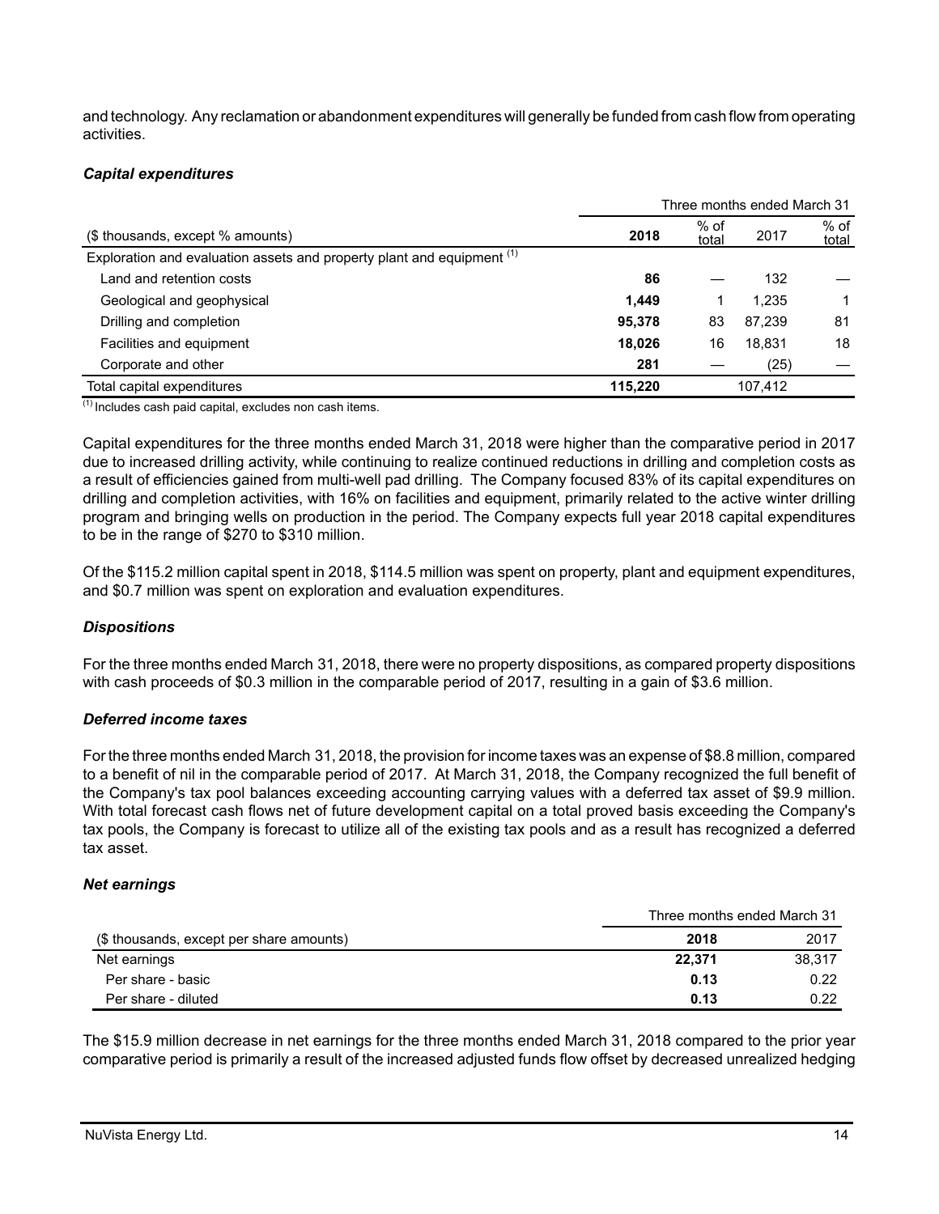and technology. Any reclamation or abandonment expenditures will generally be funded from cash flow from operating activities.

### *Capital expenditures*

| | Three months ended March 31 | | | |
|---|---|---|---|---|
| ($ thousands, except % amounts) | **2018** | % of total | 2017 | % of total |
| Exploration and evaluation assets and property plant and equipment [(1)] | | | | |
| Land and retention costs | **86** | — | 132 | — |
| Geological and geophysical | **1,449** | 1 | 1,235 | 1 |
| Drilling and completion | **95,378** | 83 | 87,239 | 81 |
| Facilities and equipment | **18,026** | 16 | 18,831 | 18 |
| Corporate and other | **281** | — | (25) | — |
| Total capital expenditures | **115,220** | | 107,412 | |

[(1)] Includes cash paid capital, excludes non cash items.

Capital expenditures for the three months ended March 31, 2018 were higher than the comparative period in 2017 due to increased drilling activity, while continuing to realize continued reductions in drilling and completion costs as a result of efficiencies gained from multi-well pad drilling. The Company focused 83% of its capital expenditures on drilling and completion activities, with 16% on facilities and equipment, primarily related to the active winter drilling program and bringing wells on production in the period. The Company expects full year 2018 capital expenditures to be in the range of $270 to $310 million.

Of the $115.2 million capital spent in 2018, $114.5 million was spent on property, plant and equipment expenditures, and $0.7 million was spent on exploration and evaluation expenditures.

### *Dispositions*

For the three months ended March 31, 2018, there were no property dispositions, as compared property dispositions with cash proceeds of $0.3 million in the comparable period of 2017, resulting in a gain of $3.6 million.

### *Deferred income taxes*

For the three months ended March 31, 2018, the provision for income taxes was an expense of $8.8 million, compared to a benefit of nil in the comparable period of 2017. At March 31, 2018, the Company recognized the full benefit of the Company's tax pool balances exceeding accounting carrying values with a deferred tax asset of $9.9 million. With total forecast cash flows net of future development capital on a total proved basis exceeding the Company's tax pools, the Company is forecast to utilize all of the existing tax pools and as a result has recognized a deferred tax asset.

### *Net earnings*

| | Three months ended March 31 | |
|---|---|---|
| ($ thousands, except per share amounts) | **2018** | 2017 |
| Net earnings | **22,371** | 38,317 |
| Per share - basic | **0.13** | 0.22 |
| Per share - diluted | **0.13** | 0.22 |

The $15.9 million decrease in net earnings for the three months ended March 31, 2018 compared to the prior year comparative period is primarily a result of the increased adjusted funds flow offset by decreased unrealized hedging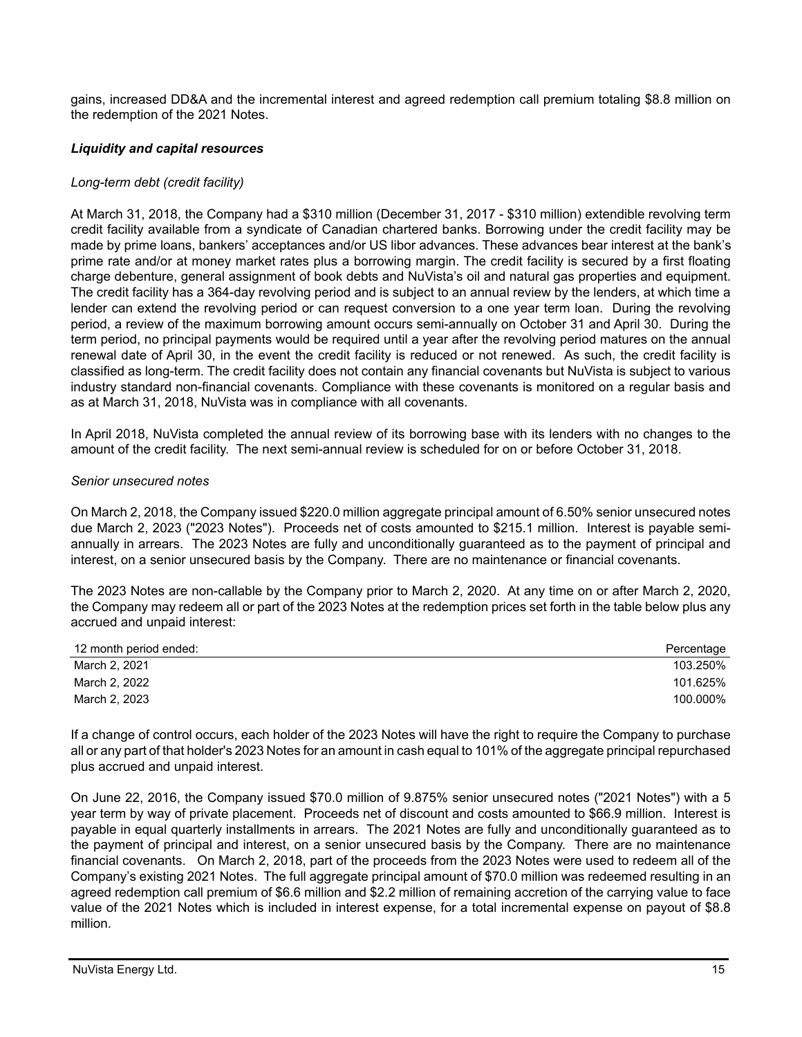gains, increased DD&A and the incremental interest and agreed redemption call premium totaling $8.8 million on the redemption of the 2021 Notes.

### *Liquidity and capital resources*

*Long-term debt (credit facility)*

At March 31, 2018, the Company had a $310 million (December 31, 2017 - $310 million) extendible revolving term credit facility available from a syndicate of Canadian chartered banks. Borrowing under the credit facility may be made by prime loans, bankers' acceptances and/or US libor advances. These advances bear interest at the bank's prime rate and/or at money market rates plus a borrowing margin. The credit facility is secured by a first floating charge debenture, general assignment of book debts and NuVista's oil and natural gas properties and equipment. The credit facility has a 364-day revolving period and is subject to an annual review by the lenders, at which time a lender can extend the revolving period or can request conversion to a one year term loan. During the revolving period, a review of the maximum borrowing amount occurs semi-annually on October 31 and April 30. During the term period, no principal payments would be required until a year after the revolving period matures on the annual renewal date of April 30, in the event the credit facility is reduced or not renewed. As such, the credit facility is classified as long-term. The credit facility does not contain any financial covenants but NuVista is subject to various industry standard non-financial covenants. Compliance with these covenants is monitored on a regular basis and as at March 31, 2018, NuVista was in compliance with all covenants.

In April 2018, NuVista completed the annual review of its borrowing base with its lenders with no changes to the amount of the credit facility. The next semi-annual review is scheduled for on or before October 31, 2018.

*Senior unsecured notes*

On March 2, 2018, the Company issued $220.0 million aggregate principal amount of 6.50% senior unsecured notes due March 2, 2023 ("2023 Notes"). Proceeds net of costs amounted to $215.1 million. Interest is payable semi-annually in arrears. The 2023 Notes are fully and unconditionally guaranteed as to the payment of principal and interest, on a senior unsecured basis by the Company. There are no maintenance or financial covenants.

The 2023 Notes are non-callable by the Company prior to March 2, 2020. At any time on or after March 2, 2020, the Company may redeem all or part of the 2023 Notes at the redemption prices set forth in the table below plus any accrued and unpaid interest:

| 12 month period ended: | Percentage |
|---|---|
| March 2, 2021 | 103.250% |
| March 2, 2022 | 101.625% |
| March 2, 2023 | 100.000% |

If a change of control occurs, each holder of the 2023 Notes will have the right to require the Company to purchase all or any part of that holder's 2023 Notes for an amount in cash equal to 101% of the aggregate principal repurchased plus accrued and unpaid interest.

On June 22, 2016, the Company issued $70.0 million of 9.875% senior unsecured notes ("2021 Notes") with a 5 year term by way of private placement. Proceeds net of discount and costs amounted to $66.9 million. Interest is payable in equal quarterly installments in arrears. The 2021 Notes are fully and unconditionally guaranteed as to the payment of principal and interest, on a senior unsecured basis by the Company. There are no maintenance financial covenants. On March 2, 2018, part of the proceeds from the 2023 Notes were used to redeem all of the Company's existing 2021 Notes. The full aggregate principal amount of $70.0 million was redeemed resulting in an agreed redemption call premium of $6.6 million and $2.2 million of remaining accretion of the carrying value to face value of the 2021 Notes which is included in interest expense, for a total incremental expense on payout of $8.8 million.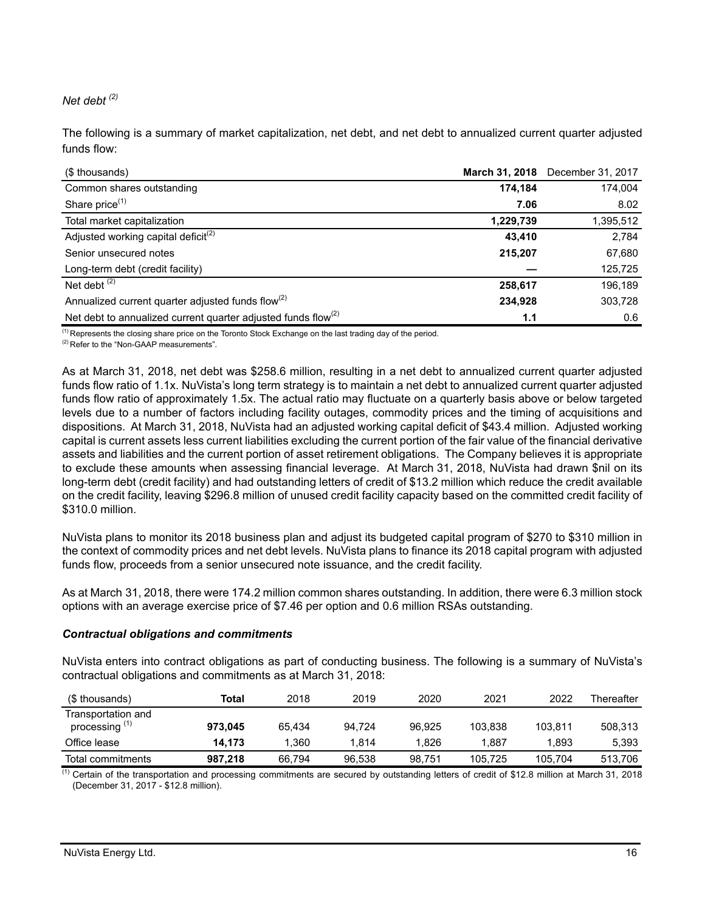*Net debt [(2)]*

The following is a summary of market capitalization, net debt, and net debt to annualized current quarter adjusted funds flow:

| ($ thousands) | **March 31, 2018** | December 31, 2017 |
|---|---|---|
| Common shares outstanding | **174,184** | 174,004 |
| Share price[(1)] | **7.06** | 8.02 |
| Total market capitalization | **1,229,739** | 1,395,512 |
| Adjusted working capital deficit[(2)] | **43,410** | 2,784 |
| Senior unsecured notes | **215,207** | 67,680 |
| Long-term debt (credit facility) | **—** | 125,725 |
| Net debt [(2)] | **258,617** | 196,189 |
| Annualized current quarter adjusted funds flow[(2)] | **234,928** | 303,728 |
| Net debt to annualized current quarter adjusted funds flow[(2)] | **1.1** | 0.6 |

[(1)] Represents the closing share price on the Toronto Stock Exchange on the last trading day of the period.
[(2)] Refer to the "Non-GAAP measurements".

As at March 31, 2018, net debt was $258.6 million, resulting in a net debt to annualized current quarter adjusted funds flow ratio of 1.1x. NuVista's long term strategy is to maintain a net debt to annualized current quarter adjusted funds flow ratio of approximately 1.5x. The actual ratio may fluctuate on a quarterly basis above or below targeted levels due to a number of factors including facility outages, commodity prices and the timing of acquisitions and dispositions. At March 31, 2018, NuVista had an adjusted working capital deficit of $43.4 million. Adjusted working capital is current assets less current liabilities excluding the current portion of the fair value of the financial derivative assets and liabilities and the current portion of asset retirement obligations. The Company believes it is appropriate to exclude these amounts when assessing financial leverage. At March 31, 2018, NuVista had drawn $nil on its long-term debt (credit facility) and had outstanding letters of credit of $13.2 million which reduce the credit available on the credit facility, leaving $296.8 million of unused credit facility capacity based on the committed credit facility of $310.0 million.

NuVista plans to monitor its 2018 business plan and adjust its budgeted capital program of $270 to $310 million in the context of commodity prices and net debt levels. NuVista plans to finance its 2018 capital program with adjusted funds flow, proceeds from a senior unsecured note issuance, and the credit facility.

As at March 31, 2018, there were 174.2 million common shares outstanding. In addition, there were 6.3 million stock options with an average exercise price of $7.46 per option and 0.6 million RSAs outstanding.

### *Contractual obligations and commitments*

NuVista enters into contract obligations as part of conducting business. The following is a summary of NuVista's contractual obligations and commitments as at March 31, 2018:

| ($ thousands) | **Total** | 2018 | 2019 | 2020 | 2021 | 2022 | Thereafter |
|---|---|---|---|---|---|---|---|
| Transportation and processing [(1)] | **973,045** | 65,434 | 94,724 | 96,925 | 103,838 | 103,811 | 508,313 |
| Office lease | **14,173** | 1,360 | 1,814 | 1,826 | 1,887 | 1,893 | 5,393 |
| Total commitments | **987,218** | 66,794 | 96,538 | 98,751 | 105,725 | 105,704 | 513,706 |

[(1)] Certain of the transportation and processing commitments are secured by outstanding letters of credit of $12.8 million at March 31, 2018 (December 31, 2017 - $12.8 million).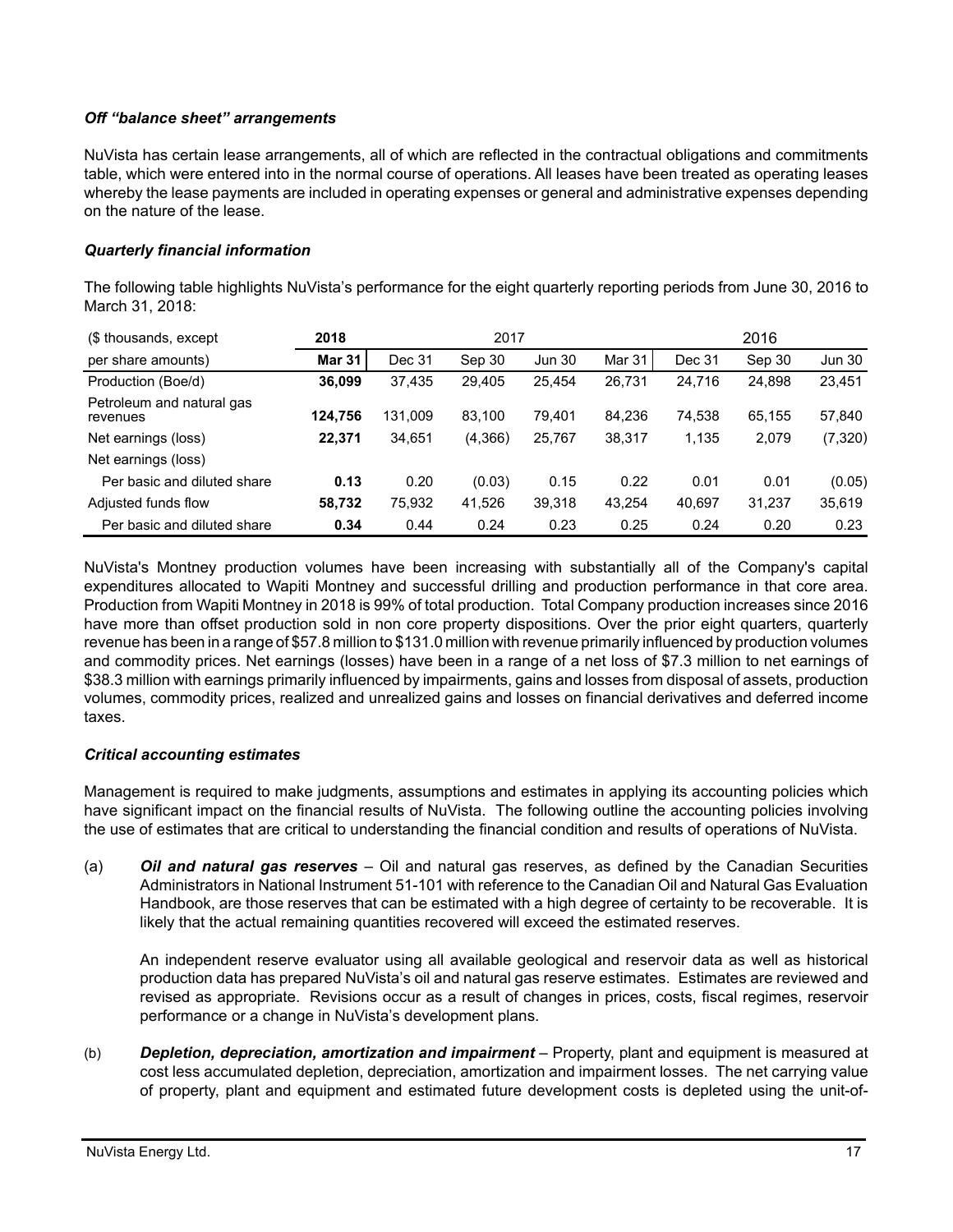### *Off "balance sheet" arrangements*

NuVista has certain lease arrangements, all of which are reflected in the contractual obligations and commitments table, which were entered into in the normal course of operations. All leases have been treated as operating leases whereby the lease payments are included in operating expenses or general and administrative expenses depending on the nature of the lease.

### *Quarterly financial information*

The following table highlights NuVista's performance for the eight quarterly reporting periods from June 30, 2016 to March 31, 2018:

| ($ thousands, except | 2018 | 2017 | | | | 2016 | | |
|---|---|---|---|---|---|---|---|---|
| per share amounts) | **Mar 31** | Dec 31 | Sep 30 | Jun 30 | Mar 31 | Dec 31 | Sep 30 | Jun 30 |
| Production (Boe/d) | **36,099** | 37,435 | 29,405 | 25,454 | 26,731 | 24,716 | 24,898 | 23,451 |
| Petroleum and natural gas revenues | **124,756** | 131,009 | 83,100 | 79,401 | 84,236 | 74,538 | 65,155 | 57,840 |
| Net earnings (loss) | **22,371** | 34,651 | (4,366) | 25,767 | 38,317 | 1,135 | 2,079 | (7,320) |
| Net earnings (loss) | | | | | | | | |
| Per basic and diluted share | **0.13** | 0.20 | (0.03) | 0.15 | 0.22 | 0.01 | 0.01 | (0.05) |
| Adjusted funds flow | **58,732** | 75,932 | 41,526 | 39,318 | 43,254 | 40,697 | 31,237 | 35,619 |
| Per basic and diluted share | **0.34** | 0.44 | 0.24 | 0.23 | 0.25 | 0.24 | 0.20 | 0.23 |

NuVista's Montney production volumes have been increasing with substantially all of the Company's capital expenditures allocated to Wapiti Montney and successful drilling and production performance in that core area. Production from Wapiti Montney in 2018 is 99% of total production. Total Company production increases since 2016 have more than offset production sold in non core property dispositions. Over the prior eight quarters, quarterly revenue has been in a range of $57.8 million to $131.0 million with revenue primarily influenced by production volumes and commodity prices. Net earnings (losses) have been in a range of a net loss of $7.3 million to net earnings of $38.3 million with earnings primarily influenced by impairments, gains and losses from disposal of assets, production volumes, commodity prices, realized and unrealized gains and losses on financial derivatives and deferred income taxes.

### *Critical accounting estimates*

Management is required to make judgments, assumptions and estimates in applying its accounting policies which have significant impact on the financial results of NuVista. The following outline the accounting policies involving the use of estimates that are critical to understanding the financial condition and results of operations of NuVista.

(a) ***Oil and natural gas reserves*** – Oil and natural gas reserves, as defined by the Canadian Securities Administrators in National Instrument 51-101 with reference to the Canadian Oil and Natural Gas Evaluation Handbook, are those reserves that can be estimated with a high degree of certainty to be recoverable. It is likely that the actual remaining quantities recovered will exceed the estimated reserves.

An independent reserve evaluator using all available geological and reservoir data as well as historical production data has prepared NuVista's oil and natural gas reserve estimates. Estimates are reviewed and revised as appropriate. Revisions occur as a result of changes in prices, costs, fiscal regimes, reservoir performance or a change in NuVista's development plans.

(b) ***Depletion, depreciation, amortization and impairment*** – Property, plant and equipment is measured at cost less accumulated depletion, depreciation, amortization and impairment losses. The net carrying value of property, plant and equipment and estimated future development costs is depleted using the unit-of-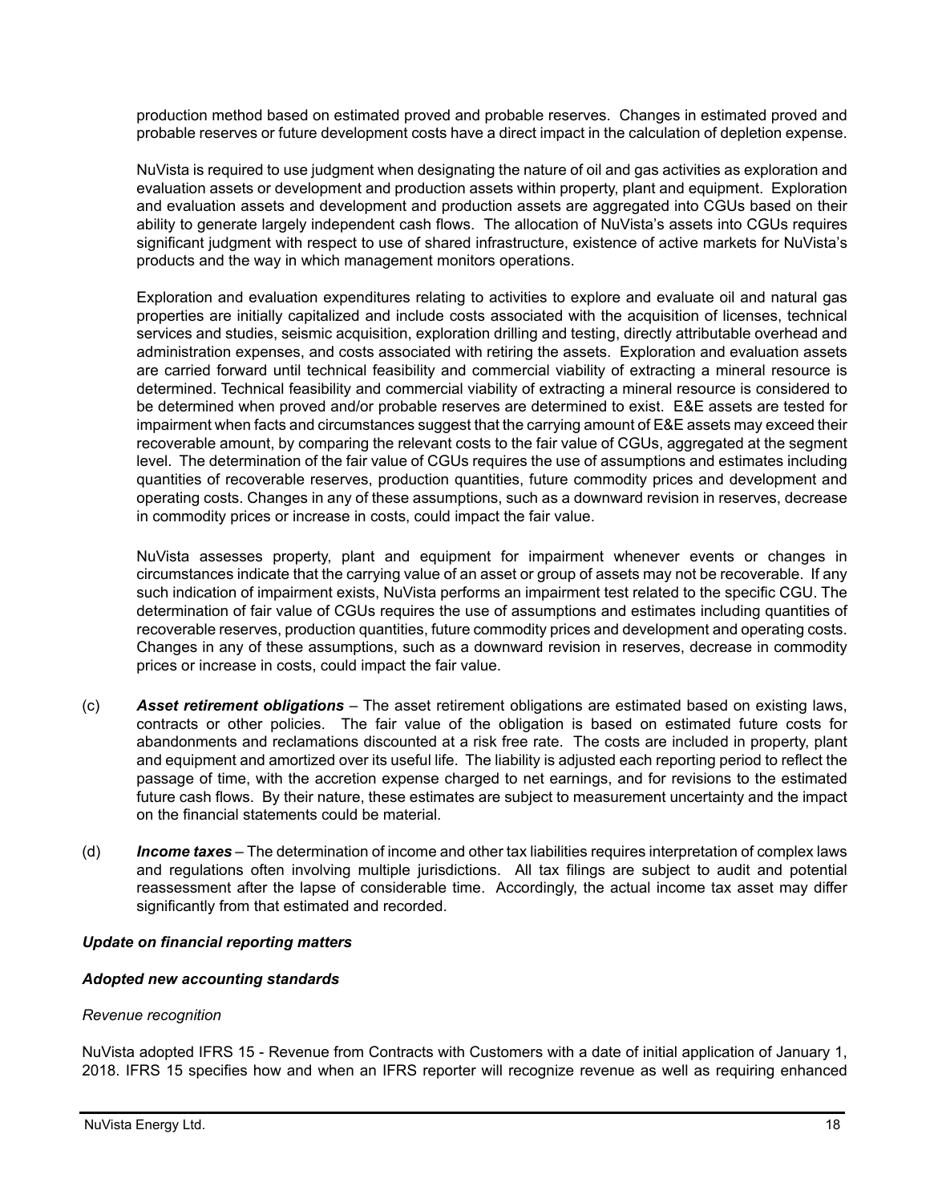production method based on estimated proved and probable reserves. Changes in estimated proved and probable reserves or future development costs have a direct impact in the calculation of depletion expense.

NuVista is required to use judgment when designating the nature of oil and gas activities as exploration and evaluation assets or development and production assets within property, plant and equipment. Exploration and evaluation assets and development and production assets are aggregated into CGUs based on their ability to generate largely independent cash flows. The allocation of NuVista's assets into CGUs requires significant judgment with respect to use of shared infrastructure, existence of active markets for NuVista's products and the way in which management monitors operations.

Exploration and evaluation expenditures relating to activities to explore and evaluate oil and natural gas properties are initially capitalized and include costs associated with the acquisition of licenses, technical services and studies, seismic acquisition, exploration drilling and testing, directly attributable overhead and administration expenses, and costs associated with retiring the assets. Exploration and evaluation assets are carried forward until technical feasibility and commercial viability of extracting a mineral resource is determined. Technical feasibility and commercial viability of extracting a mineral resource is considered to be determined when proved and/or probable reserves are determined to exist. E&E assets are tested for impairment when facts and circumstances suggest that the carrying amount of E&E assets may exceed their recoverable amount, by comparing the relevant costs to the fair value of CGUs, aggregated at the segment level. The determination of the fair value of CGUs requires the use of assumptions and estimates including quantities of recoverable reserves, production quantities, future commodity prices and development and operating costs. Changes in any of these assumptions, such as a downward revision in reserves, decrease in commodity prices or increase in costs, could impact the fair value.

NuVista assesses property, plant and equipment for impairment whenever events or changes in circumstances indicate that the carrying value of an asset or group of assets may not be recoverable. If any such indication of impairment exists, NuVista performs an impairment test related to the specific CGU. The determination of fair value of CGUs requires the use of assumptions and estimates including quantities of recoverable reserves, production quantities, future commodity prices and development and operating costs. Changes in any of these assumptions, such as a downward revision in reserves, decrease in commodity prices or increase in costs, could impact the fair value.

(c) ***Asset retirement obligations*** – The asset retirement obligations are estimated based on existing laws, contracts or other policies. The fair value of the obligation is based on estimated future costs for abandonments and reclamations discounted at a risk free rate. The costs are included in property, plant and equipment and amortized over its useful life. The liability is adjusted each reporting period to reflect the passage of time, with the accretion expense charged to net earnings, and for revisions to the estimated future cash flows. By their nature, these estimates are subject to measurement uncertainty and the impact on the financial statements could be material.

(d) ***Income taxes*** – The determination of income and other tax liabilities requires interpretation of complex laws and regulations often involving multiple jurisdictions. All tax filings are subject to audit and potential reassessment after the lapse of considerable time. Accordingly, the actual income tax asset may differ significantly from that estimated and recorded.

***Update on financial reporting matters***

***Adopted new accounting standards***

*Revenue recognition*

NuVista adopted IFRS 15 - Revenue from Contracts with Customers with a date of initial application of January 1, 2018. IFRS 15 specifies how and when an IFRS reporter will recognize revenue as well as requiring enhanced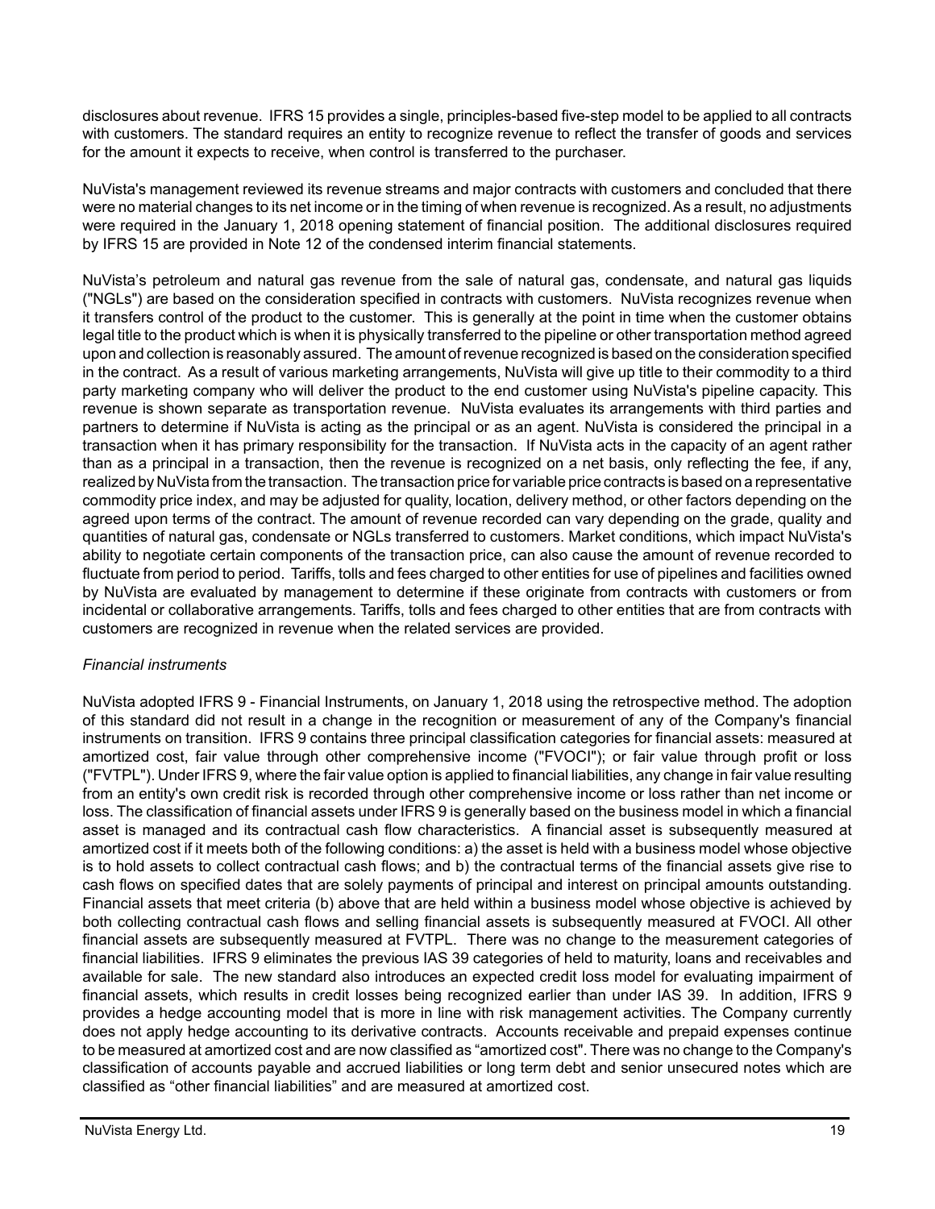disclosures about revenue. IFRS 15 provides a single, principles-based five-step model to be applied to all contracts with customers. The standard requires an entity to recognize revenue to reflect the transfer of goods and services for the amount it expects to receive, when control is transferred to the purchaser.

NuVista's management reviewed its revenue streams and major contracts with customers and concluded that there were no material changes to its net income or in the timing of when revenue is recognized. As a result, no adjustments were required in the January 1, 2018 opening statement of financial position. The additional disclosures required by IFRS 15 are provided in Note 12 of the condensed interim financial statements.

NuVista's petroleum and natural gas revenue from the sale of natural gas, condensate, and natural gas liquids ("NGLs") are based on the consideration specified in contracts with customers. NuVista recognizes revenue when it transfers control of the product to the customer. This is generally at the point in time when the customer obtains legal title to the product which is when it is physically transferred to the pipeline or other transportation method agreed upon and collection is reasonably assured. The amount of revenue recognized is based on the consideration specified in the contract. As a result of various marketing arrangements, NuVista will give up title to their commodity to a third party marketing company who will deliver the product to the end customer using NuVista's pipeline capacity. This revenue is shown separate as transportation revenue. NuVista evaluates its arrangements with third parties and partners to determine if NuVista is acting as the principal or as an agent. NuVista is considered the principal in a transaction when it has primary responsibility for the transaction. If NuVista acts in the capacity of an agent rather than as a principal in a transaction, then the revenue is recognized on a net basis, only reflecting the fee, if any, realized by NuVista from the transaction. The transaction price for variable price contracts is based on a representative commodity price index, and may be adjusted for quality, location, delivery method, or other factors depending on the agreed upon terms of the contract. The amount of revenue recorded can vary depending on the grade, quality and quantities of natural gas, condensate or NGLs transferred to customers. Market conditions, which impact NuVista's ability to negotiate certain components of the transaction price, can also cause the amount of revenue recorded to fluctuate from period to period. Tariffs, tolls and fees charged to other entities for use of pipelines and facilities owned by NuVista are evaluated by management to determine if these originate from contracts with customers or from incidental or collaborative arrangements. Tariffs, tolls and fees charged to other entities that are from contracts with customers are recognized in revenue when the related services are provided.

*Financial instruments*

NuVista adopted IFRS 9 - Financial Instruments, on January 1, 2018 using the retrospective method. The adoption of this standard did not result in a change in the recognition or measurement of any of the Company's financial instruments on transition. IFRS 9 contains three principal classification categories for financial assets: measured at amortized cost, fair value through other comprehensive income ("FVOCI"); or fair value through profit or loss ("FVTPL"). Under IFRS 9, where the fair value option is applied to financial liabilities, any change in fair value resulting from an entity's own credit risk is recorded through other comprehensive income or loss rather than net income or loss. The classification of financial assets under IFRS 9 is generally based on the business model in which a financial asset is managed and its contractual cash flow characteristics. A financial asset is subsequently measured at amortized cost if it meets both of the following conditions: a) the asset is held with a business model whose objective is to hold assets to collect contractual cash flows; and b) the contractual terms of the financial assets give rise to cash flows on specified dates that are solely payments of principal and interest on principal amounts outstanding. Financial assets that meet criteria (b) above that are held within a business model whose objective is achieved by both collecting contractual cash flows and selling financial assets is subsequently measured at FVOCI. All other financial assets are subsequently measured at FVTPL. There was no change to the measurement categories of financial liabilities. IFRS 9 eliminates the previous IAS 39 categories of held to maturity, loans and receivables and available for sale. The new standard also introduces an expected credit loss model for evaluating impairment of financial assets, which results in credit losses being recognized earlier than under IAS 39. In addition, IFRS 9 provides a hedge accounting model that is more in line with risk management activities. The Company currently does not apply hedge accounting to its derivative contracts. Accounts receivable and prepaid expenses continue to be measured at amortized cost and are now classified as "amortized cost". There was no change to the Company's classification of accounts payable and accrued liabilities or long term debt and senior unsecured notes which are classified as "other financial liabilities" and are measured at amortized cost.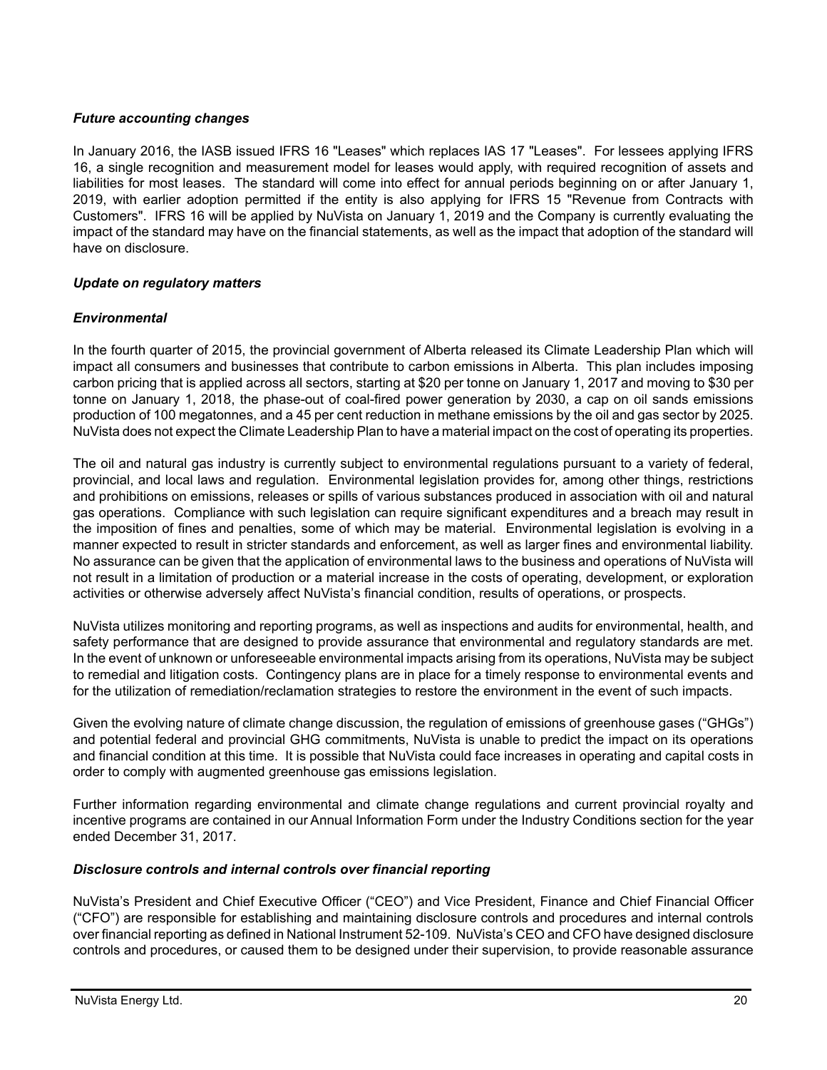### *Future accounting changes*

In January 2016, the IASB issued IFRS 16 "Leases" which replaces IAS 17 "Leases". For lessees applying IFRS 16, a single recognition and measurement model for leases would apply, with required recognition of assets and liabilities for most leases. The standard will come into effect for annual periods beginning on or after January 1, 2019, with earlier adoption permitted if the entity is also applying for IFRS 15 "Revenue from Contracts with Customers". IFRS 16 will be applied by NuVista on January 1, 2019 and the Company is currently evaluating the impact of the standard may have on the financial statements, as well as the impact that adoption of the standard will have on disclosure.

### *Update on regulatory matters*

### *Environmental*

In the fourth quarter of 2015, the provincial government of Alberta released its Climate Leadership Plan which will impact all consumers and businesses that contribute to carbon emissions in Alberta. This plan includes imposing carbon pricing that is applied across all sectors, starting at $20 per tonne on January 1, 2017 and moving to $30 per tonne on January 1, 2018, the phase-out of coal-fired power generation by 2030, a cap on oil sands emissions production of 100 megatonnes, and a 45 per cent reduction in methane emissions by the oil and gas sector by 2025. NuVista does not expect the Climate Leadership Plan to have a material impact on the cost of operating its properties.

The oil and natural gas industry is currently subject to environmental regulations pursuant to a variety of federal, provincial, and local laws and regulation. Environmental legislation provides for, among other things, restrictions and prohibitions on emissions, releases or spills of various substances produced in association with oil and natural gas operations. Compliance with such legislation can require significant expenditures and a breach may result in the imposition of fines and penalties, some of which may be material. Environmental legislation is evolving in a manner expected to result in stricter standards and enforcement, as well as larger fines and environmental liability. No assurance can be given that the application of environmental laws to the business and operations of NuVista will not result in a limitation of production or a material increase in the costs of operating, development, or exploration activities or otherwise adversely affect NuVista's financial condition, results of operations, or prospects.

NuVista utilizes monitoring and reporting programs, as well as inspections and audits for environmental, health, and safety performance that are designed to provide assurance that environmental and regulatory standards are met. In the event of unknown or unforeseeable environmental impacts arising from its operations, NuVista may be subject to remedial and litigation costs. Contingency plans are in place for a timely response to environmental events and for the utilization of remediation/reclamation strategies to restore the environment in the event of such impacts.

Given the evolving nature of climate change discussion, the regulation of emissions of greenhouse gases ("GHGs") and potential federal and provincial GHG commitments, NuVista is unable to predict the impact on its operations and financial condition at this time. It is possible that NuVista could face increases in operating and capital costs in order to comply with augmented greenhouse gas emissions legislation.

Further information regarding environmental and climate change regulations and current provincial royalty and incentive programs are contained in our Annual Information Form under the Industry Conditions section for the year ended December 31, 2017.

### *Disclosure controls and internal controls over financial reporting*

NuVista's President and Chief Executive Officer ("CEO") and Vice President, Finance and Chief Financial Officer ("CFO") are responsible for establishing and maintaining disclosure controls and procedures and internal controls over financial reporting as defined in National Instrument 52-109. NuVista's CEO and CFO have designed disclosure controls and procedures, or caused them to be designed under their supervision, to provide reasonable assurance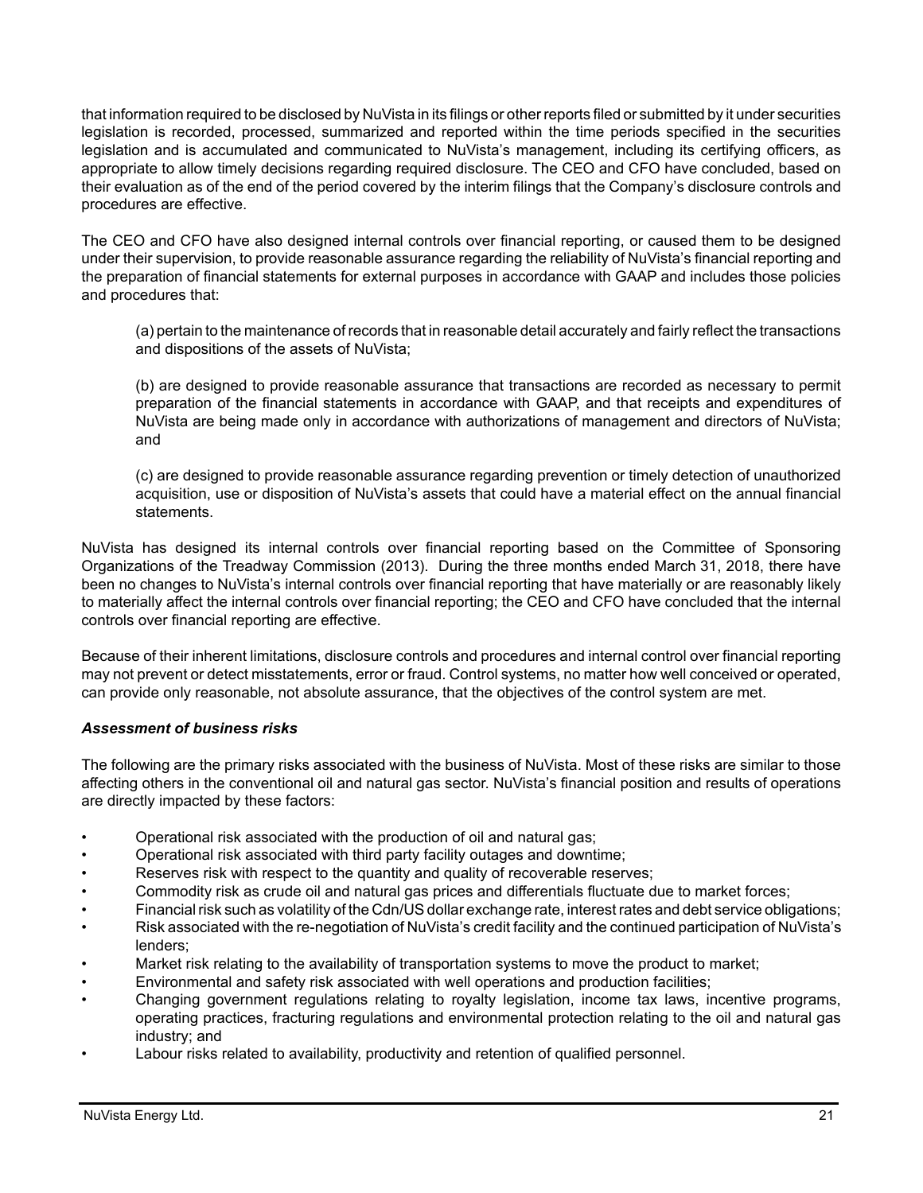that information required to be disclosed by NuVista in its filings or other reports filed or submitted by it under securities legislation is recorded, processed, summarized and reported within the time periods specified in the securities legislation and is accumulated and communicated to NuVista's management, including its certifying officers, as appropriate to allow timely decisions regarding required disclosure. The CEO and CFO have concluded, based on their evaluation as of the end of the period covered by the interim filings that the Company's disclosure controls and procedures are effective.

The CEO and CFO have also designed internal controls over financial reporting, or caused them to be designed under their supervision, to provide reasonable assurance regarding the reliability of NuVista's financial reporting and the preparation of financial statements for external purposes in accordance with GAAP and includes those policies and procedures that:

(a) pertain to the maintenance of records that in reasonable detail accurately and fairly reflect the transactions and dispositions of the assets of NuVista;

(b) are designed to provide reasonable assurance that transactions are recorded as necessary to permit preparation of the financial statements in accordance with GAAP, and that receipts and expenditures of NuVista are being made only in accordance with authorizations of management and directors of NuVista; and

(c) are designed to provide reasonable assurance regarding prevention or timely detection of unauthorized acquisition, use or disposition of NuVista's assets that could have a material effect on the annual financial statements.

NuVista has designed its internal controls over financial reporting based on the Committee of Sponsoring Organizations of the Treadway Commission (2013). During the three months ended March 31, 2018, there have been no changes to NuVista's internal controls over financial reporting that have materially or are reasonably likely to materially affect the internal controls over financial reporting; the CEO and CFO have concluded that the internal controls over financial reporting are effective.

Because of their inherent limitations, disclosure controls and procedures and internal control over financial reporting may not prevent or detect misstatements, error or fraud. Control systems, no matter how well conceived or operated, can provide only reasonable, not absolute assurance, that the objectives of the control system are met.

***Assessment of business risks***

The following are the primary risks associated with the business of NuVista. Most of these risks are similar to those affecting others in the conventional oil and natural gas sector. NuVista's financial position and results of operations are directly impacted by these factors:

- Operational risk associated with the production of oil and natural gas;
- Operational risk associated with third party facility outages and downtime;
- Reserves risk with respect to the quantity and quality of recoverable reserves;
- Commodity risk as crude oil and natural gas prices and differentials fluctuate due to market forces;
- Financial risk such as volatility of the Cdn/US dollar exchange rate, interest rates and debt service obligations;
- Risk associated with the re-negotiation of NuVista's credit facility and the continued participation of NuVista's lenders;
- Market risk relating to the availability of transportation systems to move the product to market;
- Environmental and safety risk associated with well operations and production facilities;
- Changing government regulations relating to royalty legislation, income tax laws, incentive programs, operating practices, fracturing regulations and environmental protection relating to the oil and natural gas industry; and
- Labour risks related to availability, productivity and retention of qualified personnel.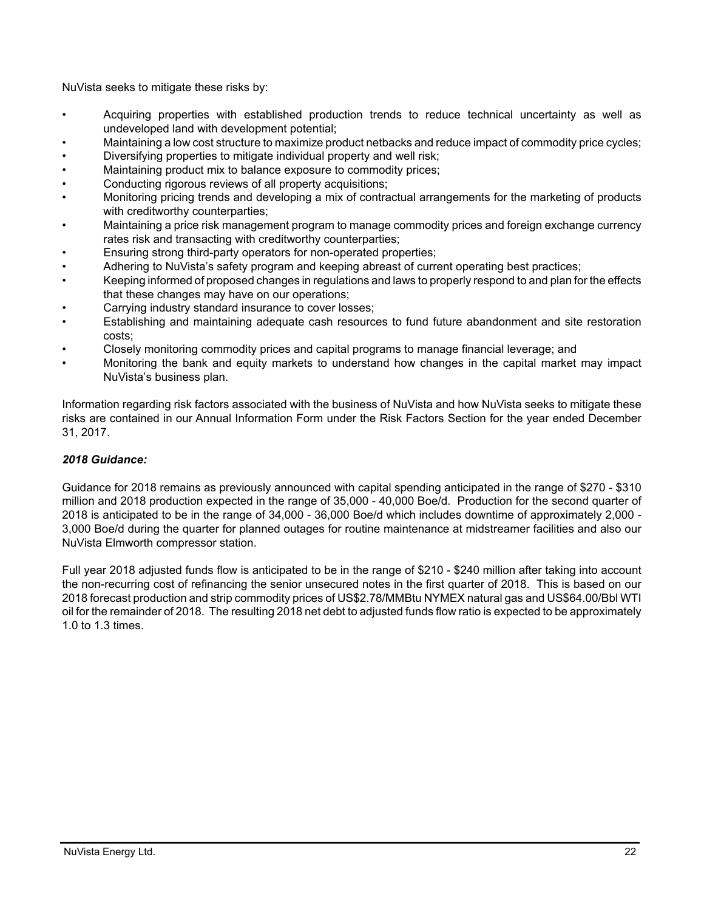NuVista seeks to mitigate these risks by:

- Acquiring properties with established production trends to reduce technical uncertainty as well as undeveloped land with development potential;
- Maintaining a low cost structure to maximize product netbacks and reduce impact of commodity price cycles;
- Diversifying properties to mitigate individual property and well risk;
- Maintaining product mix to balance exposure to commodity prices;
- Conducting rigorous reviews of all property acquisitions;
- Monitoring pricing trends and developing a mix of contractual arrangements for the marketing of products with creditworthy counterparties;
- Maintaining a price risk management program to manage commodity prices and foreign exchange currency rates risk and transacting with creditworthy counterparties;
- Ensuring strong third-party operators for non-operated properties;
- Adhering to NuVista's safety program and keeping abreast of current operating best practices;
- Keeping informed of proposed changes in regulations and laws to properly respond to and plan for the effects that these changes may have on our operations;
- Carrying industry standard insurance to cover losses;
- Establishing and maintaining adequate cash resources to fund future abandonment and site restoration costs;
- Closely monitoring commodity prices and capital programs to manage financial leverage; and
- Monitoring the bank and equity markets to understand how changes in the capital market may impact NuVista's business plan.

Information regarding risk factors associated with the business of NuVista and how NuVista seeks to mitigate these risks are contained in our Annual Information Form under the Risk Factors Section for the year ended December 31, 2017.

***2018 Guidance:***

Guidance for 2018 remains as previously announced with capital spending anticipated in the range of $270 - $310 million and 2018 production expected in the range of 35,000 - 40,000 Boe/d. Production for the second quarter of 2018 is anticipated to be in the range of 34,000 - 36,000 Boe/d which includes downtime of approximately 2,000 - 3,000 Boe/d during the quarter for planned outages for routine maintenance at midstreamer facilities and also our NuVista Elmworth compressor station.

Full year 2018 adjusted funds flow is anticipated to be in the range of $210 - $240 million after taking into account the non-recurring cost of refinancing the senior unsecured notes in the first quarter of 2018. This is based on our 2018 forecast production and strip commodity prices of US$2.78/MMBtu NYMEX natural gas and US$64.00/Bbl WTI oil for the remainder of 2018. The resulting 2018 net debt to adjusted funds flow ratio is expected to be approximately 1.0 to 1.3 times.